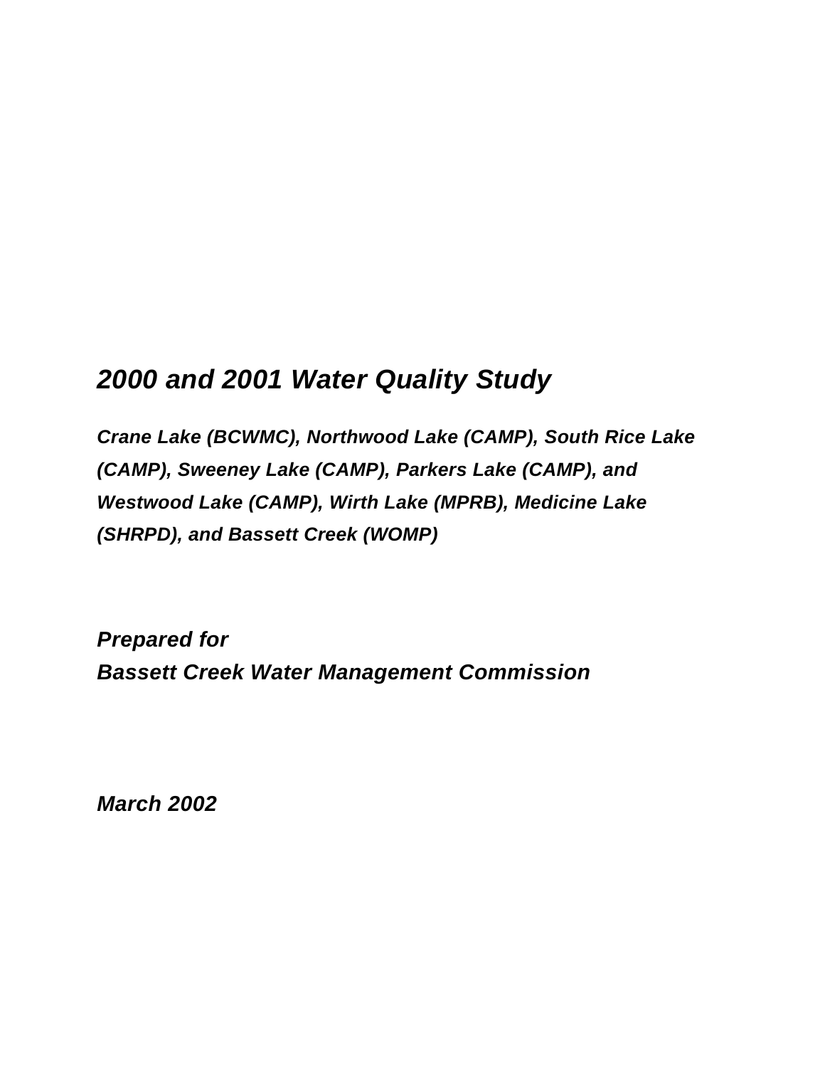# *2000 and 2001 Water Quality Study*

***Crane Lake (BCWMC), Northwood Lake (CAMP), South Rice Lake (CAMP), Sweeney Lake (CAMP), Parkers Lake (CAMP), and Westwood Lake (CAMP), Wirth Lake (MPRB), Medicine Lake (SHRPD), and Bassett Creek (WOMP)***

***Prepared for***
***Bassett Creek Water Management Commission***

***March 2002***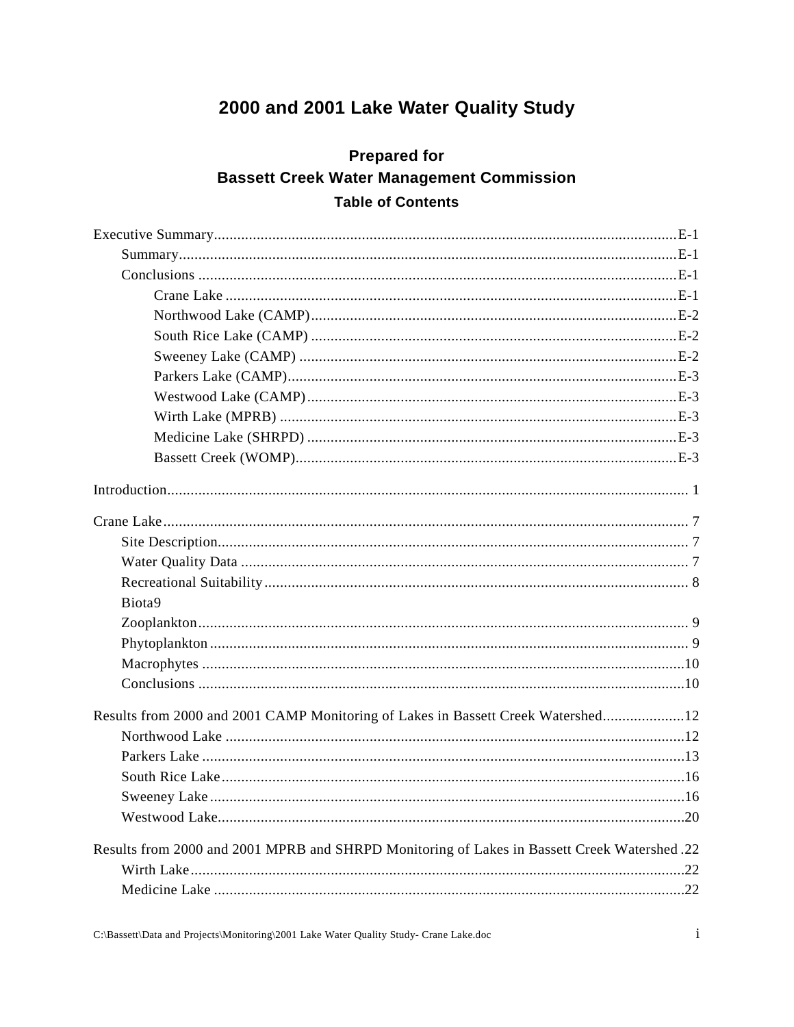# 2000 and 2001 Lake Water Quality Study

## Prepared for
## Bassett Creek Water Management Commission

### Table of Contents

Executive Summary .......... E-1
- Summary .......... E-1
- Conclusions .......... E-1
  - Crane Lake .......... E-1
  - Northwood Lake (CAMP) .......... E-2
  - South Rice Lake (CAMP) .......... E-2
  - Sweeney Lake (CAMP) .......... E-2
  - Parkers Lake (CAMP) .......... E-3
  - Westwood Lake (CAMP) .......... E-3
  - Wirth Lake (MPRB) .......... E-3
  - Medicine Lake (SHRPD) .......... E-3
  - Bassett Creek (WOMP) .......... E-3

Introduction .......... 1

Crane Lake .......... 7
- Site Description .......... 7
- Water Quality Data .......... 7
- Recreational Suitability .......... 8
- Biota9
- Zooplankton .......... 9
- Phytoplankton .......... 9
- Macrophytes .......... 10
- Conclusions .......... 10

Results from 2000 and 2001 CAMP Monitoring of Lakes in Bassett Creek Watershed .......... 12
- Northwood Lake .......... 12
- Parkers Lake .......... 13
- South Rice Lake .......... 16
- Sweeney Lake .......... 16
- Westwood Lake .......... 20

Results from 2000 and 2001 MPRB and SHRPD Monitoring of Lakes in Bassett Creek Watershed .22
- Wirth Lake .......... 22
- Medicine Lake .......... 22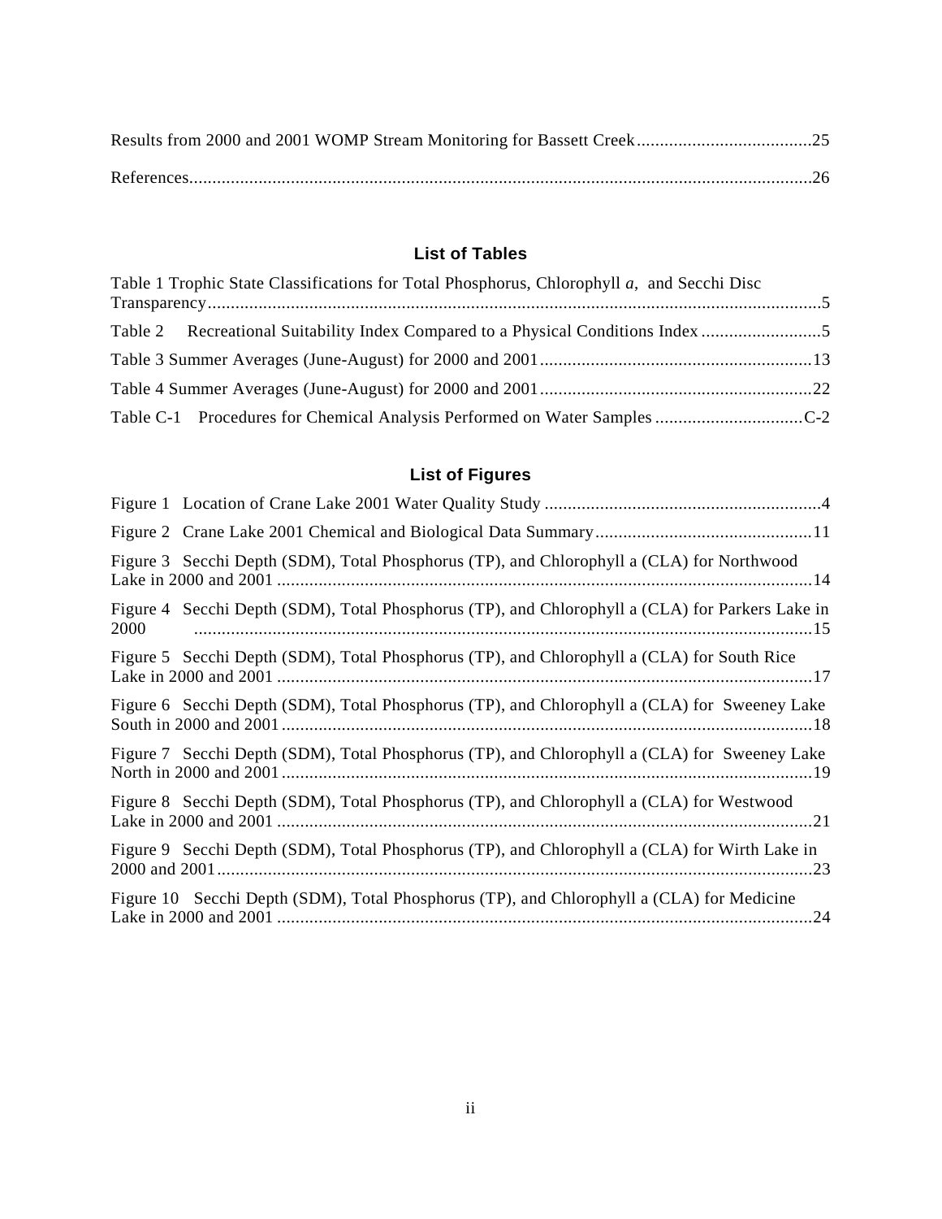Results from 2000 and 2001 WOMP Stream Monitoring for Bassett Creek......................................25

References.......................................................................................................................................26

## List of Tables

Table 1 Trophic State Classifications for Total Phosphorus, Chlorophyll *a*, and Secchi Disc Transparency.....................................................................................................................................5

Table 2 Recreational Suitability Index Compared to a Physical Conditions Index..........................5

Table 3 Summer Averages (June-August) for 2000 and 2001...........................................................13

Table 4 Summer Averages (June-August) for 2000 and 2001...........................................................22

Table C-1 Procedures for Chemical Analysis Performed on Water Samples ................................C-2

## List of Figures

Figure 1 Location of Crane Lake 2001 Water Quality Study ............................................................4

Figure 2 Crane Lake 2001 Chemical and Biological Data Summary...............................................11

Figure 3 Secchi Depth (SDM), Total Phosphorus (TP), and Chlorophyll a (CLA) for Northwood Lake in 2000 and 2001 ....................................................................................................................14

Figure 4 Secchi Depth (SDM), Total Phosphorus (TP), and Chlorophyll a (CLA) for Parkers Lake in 2000 .......................................................................................................................................15

Figure 5 Secchi Depth (SDM), Total Phosphorus (TP), and Chlorophyll a (CLA) for South Rice Lake in 2000 and 2001 ....................................................................................................................17

Figure 6 Secchi Depth (SDM), Total Phosphorus (TP), and Chlorophyll a (CLA) for Sweeney Lake South in 2000 and 2001...................................................................................................................18

Figure 7 Secchi Depth (SDM), Total Phosphorus (TP), and Chlorophyll a (CLA) for Sweeney Lake North in 2000 and 2001...................................................................................................................19

Figure 8 Secchi Depth (SDM), Total Phosphorus (TP), and Chlorophyll a (CLA) for Westwood Lake in 2000 and 2001 ....................................................................................................................21

Figure 9 Secchi Depth (SDM), Total Phosphorus (TP), and Chlorophyll a (CLA) for Wirth Lake in 2000 and 2001.................................................................................................................................23

Figure 10 Secchi Depth (SDM), Total Phosphorus (TP), and Chlorophyll a (CLA) for Medicine Lake in 2000 and 2001 ....................................................................................................................24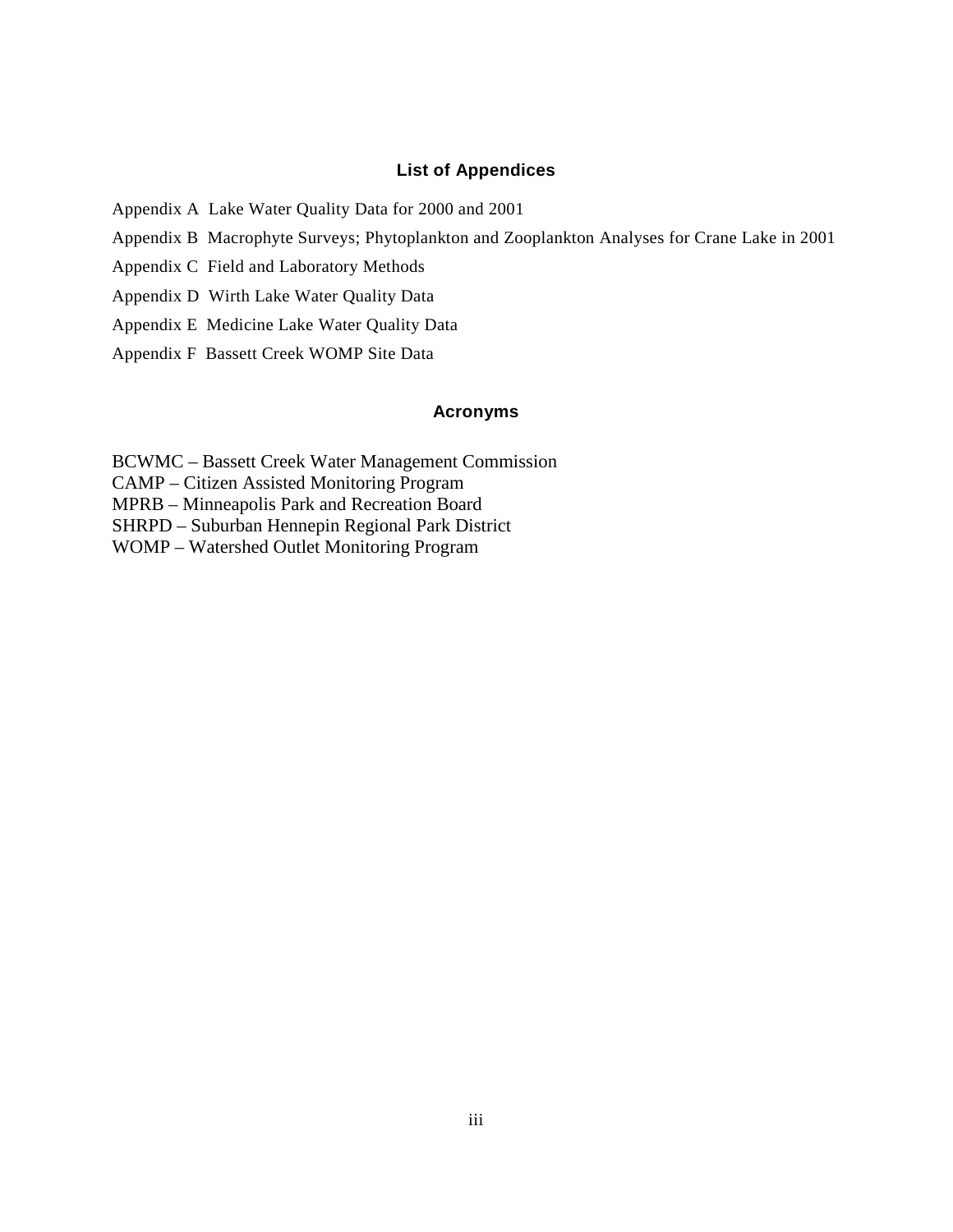## List of Appendices

Appendix A  Lake Water Quality Data for 2000 and 2001

Appendix B  Macrophyte Surveys; Phytoplankton and Zooplankton Analyses for Crane Lake in 2001

Appendix C  Field and Laboratory Methods

Appendix D  Wirth Lake Water Quality Data

Appendix E  Medicine Lake Water Quality Data

Appendix F  Bassett Creek WOMP Site Data

## Acronyms

BCWMC – Bassett Creek Water Management Commission  
CAMP – Citizen Assisted Monitoring Program  
MPRB – Minneapolis Park and Recreation Board  
SHRPD – Suburban Hennepin Regional Park District  
WOMP – Watershed Outlet Monitoring Program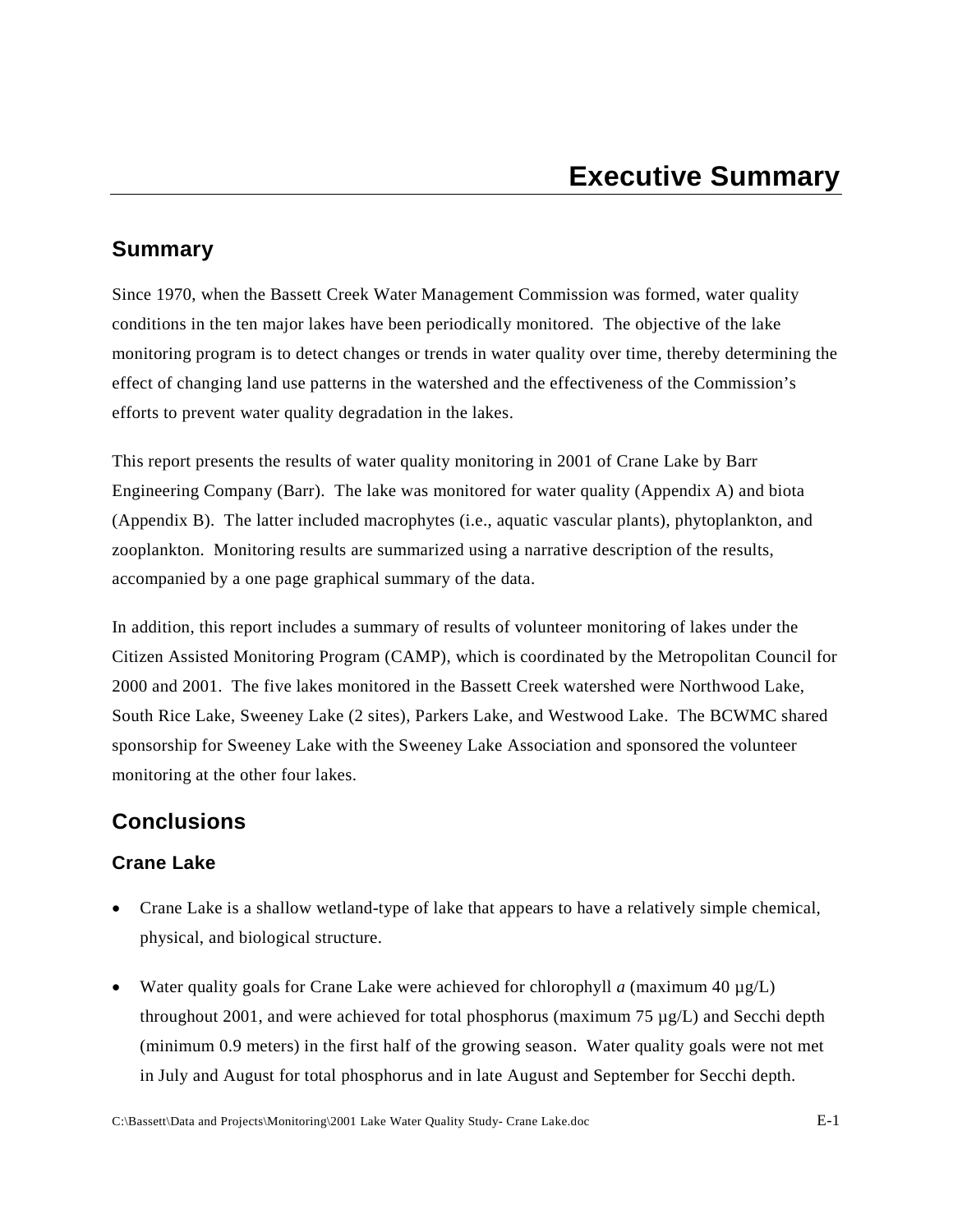# Executive Summary

## Summary

Since 1970, when the Bassett Creek Water Management Commission was formed, water quality conditions in the ten major lakes have been periodically monitored. The objective of the lake monitoring program is to detect changes or trends in water quality over time, thereby determining the effect of changing land use patterns in the watershed and the effectiveness of the Commission's efforts to prevent water quality degradation in the lakes.

This report presents the results of water quality monitoring in 2001 of Crane Lake by Barr Engineering Company (Barr). The lake was monitored for water quality (Appendix A) and biota (Appendix B). The latter included macrophytes (i.e., aquatic vascular plants), phytoplankton, and zooplankton. Monitoring results are summarized using a narrative description of the results, accompanied by a one page graphical summary of the data.

In addition, this report includes a summary of results of volunteer monitoring of lakes under the Citizen Assisted Monitoring Program (CAMP), which is coordinated by the Metropolitan Council for 2000 and 2001. The five lakes monitored in the Bassett Creek watershed were Northwood Lake, South Rice Lake, Sweeney Lake (2 sites), Parkers Lake, and Westwood Lake. The BCWMC shared sponsorship for Sweeney Lake with the Sweeney Lake Association and sponsored the volunteer monitoring at the other four lakes.

## Conclusions

### Crane Lake

- Crane Lake is a shallow wetland-type of lake that appears to have a relatively simple chemical, physical, and biological structure.
- Water quality goals for Crane Lake were achieved for chlorophyll *a* (maximum 40 µg/L) throughout 2001, and were achieved for total phosphorus (maximum 75 µg/L) and Secchi depth (minimum 0.9 meters) in the first half of the growing season. Water quality goals were not met in July and August for total phosphorus and in late August and September for Secchi depth.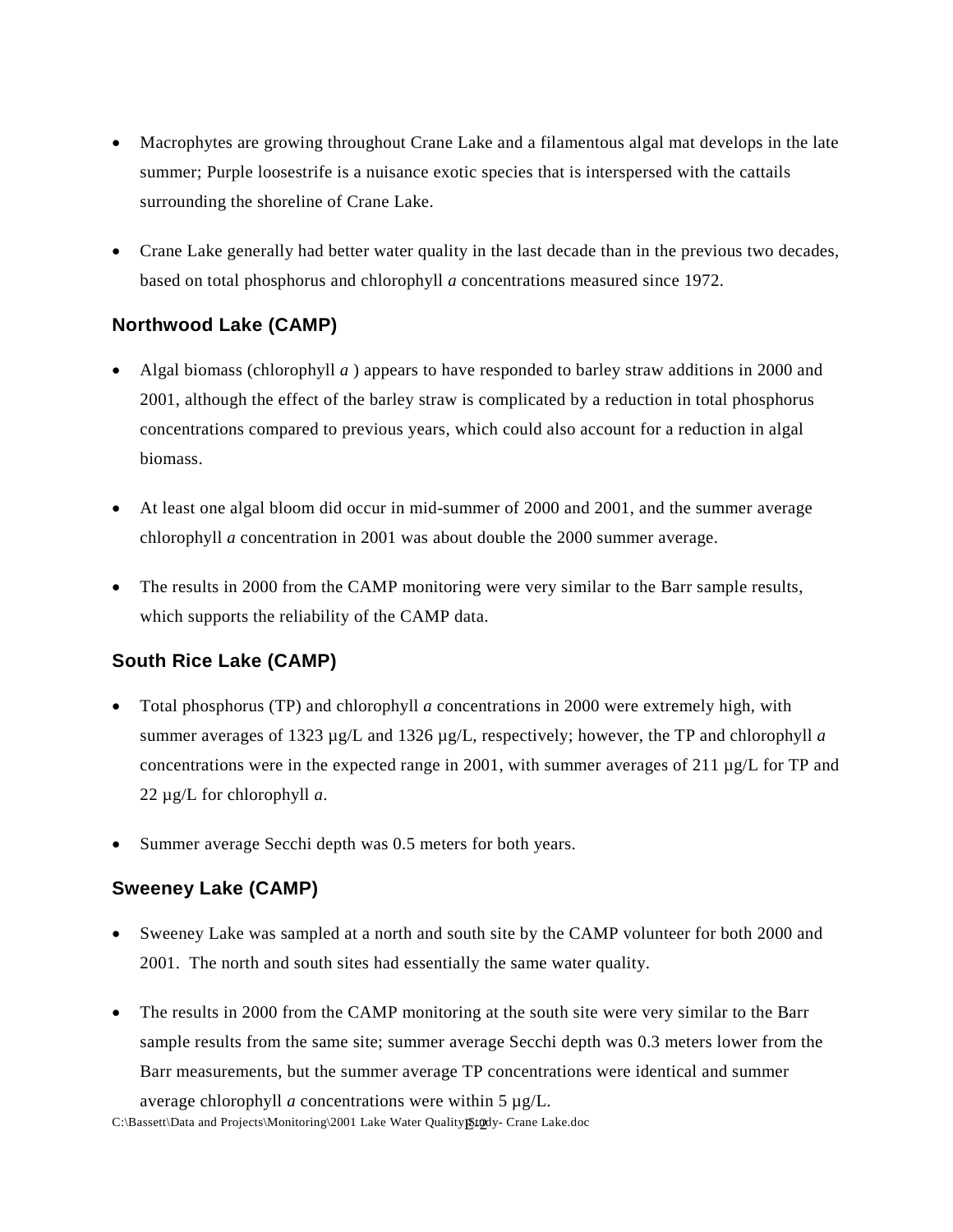- Macrophytes are growing throughout Crane Lake and a filamentous algal mat develops in the late summer; Purple loosestrife is a nuisance exotic species that is interspersed with the cattails surrounding the shoreline of Crane Lake.
- Crane Lake generally had better water quality in the last decade than in the previous two decades, based on total phosphorus and chlorophyll *a* concentrations measured since 1972.

### Northwood Lake (CAMP)

- Algal biomass (chlorophyll *a* ) appears to have responded to barley straw additions in 2000 and 2001, although the effect of the barley straw is complicated by a reduction in total phosphorus concentrations compared to previous years, which could also account for a reduction in algal biomass.
- At least one algal bloom did occur in mid-summer of 2000 and 2001, and the summer average chlorophyll *a* concentration in 2001 was about double the 2000 summer average.
- The results in 2000 from the CAMP monitoring were very similar to the Barr sample results, which supports the reliability of the CAMP data.

### South Rice Lake (CAMP)

- Total phosphorus (TP) and chlorophyll *a* concentrations in 2000 were extremely high, with summer averages of 1323 µg/L and 1326 µg/L, respectively; however, the TP and chlorophyll *a* concentrations were in the expected range in 2001, with summer averages of 211 µg/L for TP and 22 µg/L for chlorophyll *a*.
- Summer average Secchi depth was 0.5 meters for both years.

### Sweeney Lake (CAMP)

- Sweeney Lake was sampled at a north and south site by the CAMP volunteer for both 2000 and 2001. The north and south sites had essentially the same water quality.
- The results in 2000 from the CAMP monitoring at the south site were very similar to the Barr sample results from the same site; summer average Secchi depth was 0.3 meters lower from the Barr measurements, but the summer average TP concentrations were identical and summer average chlorophyll *a* concentrations were within 5 µg/L.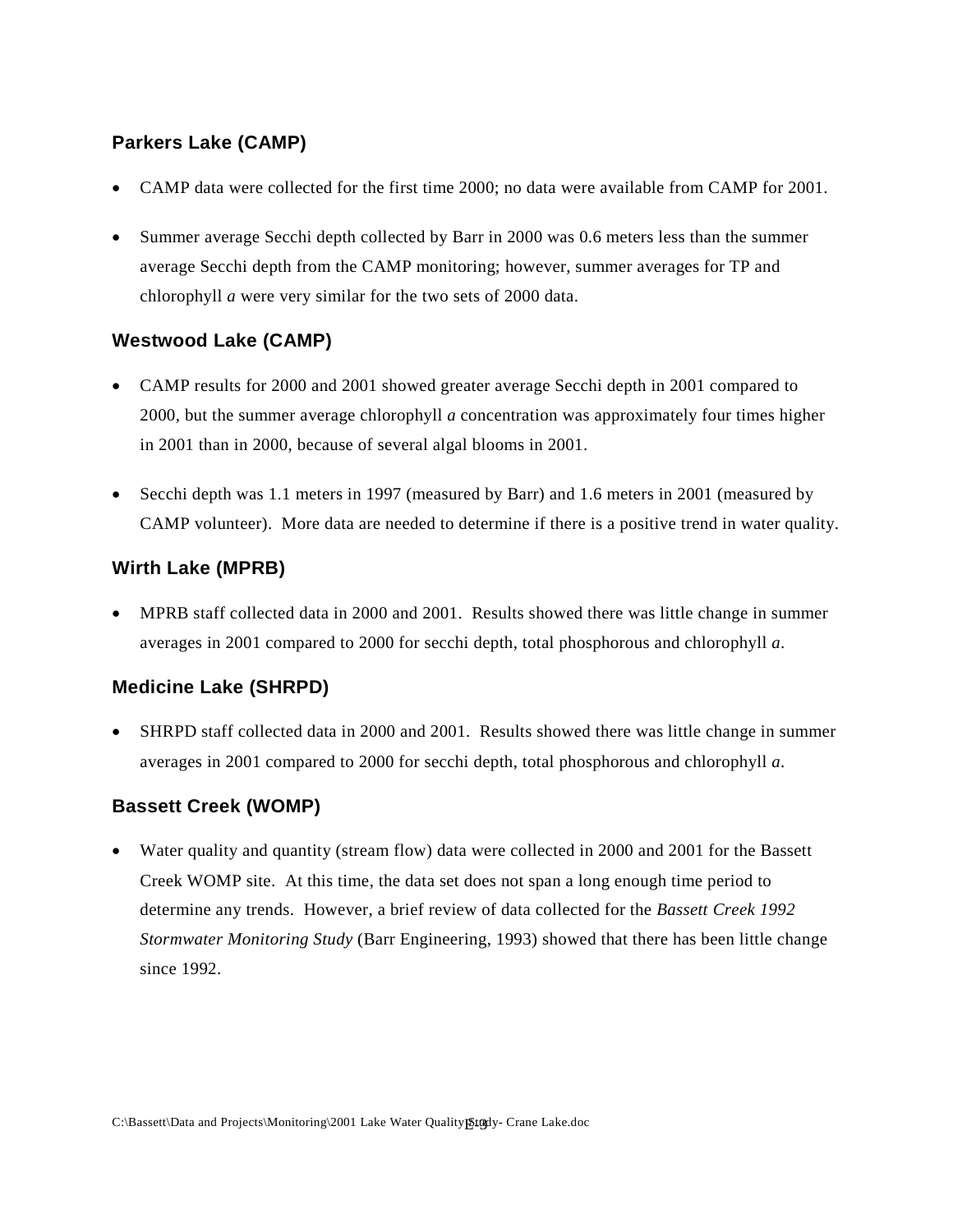### Parkers Lake (CAMP)

- CAMP data were collected for the first time 2000; no data were available from CAMP for 2001.

- Summer average Secchi depth collected by Barr in 2000 was 0.6 meters less than the summer average Secchi depth from the CAMP monitoring; however, summer averages for TP and chlorophyll *a* were very similar for the two sets of 2000 data.

### Westwood Lake (CAMP)

- CAMP results for 2000 and 2001 showed greater average Secchi depth in 2001 compared to 2000, but the summer average chlorophyll *a* concentration was approximately four times higher in 2001 than in 2000, because of several algal blooms in 2001.

- Secchi depth was 1.1 meters in 1997 (measured by Barr) and 1.6 meters in 2001 (measured by CAMP volunteer). More data are needed to determine if there is a positive trend in water quality.

### Wirth Lake (MPRB)

- MPRB staff collected data in 2000 and 2001. Results showed there was little change in summer averages in 2001 compared to 2000 for secchi depth, total phosphorous and chlorophyll *a*.

### Medicine Lake (SHRPD)

- SHRPD staff collected data in 2000 and 2001. Results showed there was little change in summer averages in 2001 compared to 2000 for secchi depth, total phosphorous and chlorophyll *a*.

### Bassett Creek (WOMP)

- Water quality and quantity (stream flow) data were collected in 2000 and 2001 for the Bassett Creek WOMP site. At this time, the data set does not span a long enough time period to determine any trends. However, a brief review of data collected for the *Bassett Creek 1992 Stormwater Monitoring Study* (Barr Engineering, 1993) showed that there has been little change since 1992.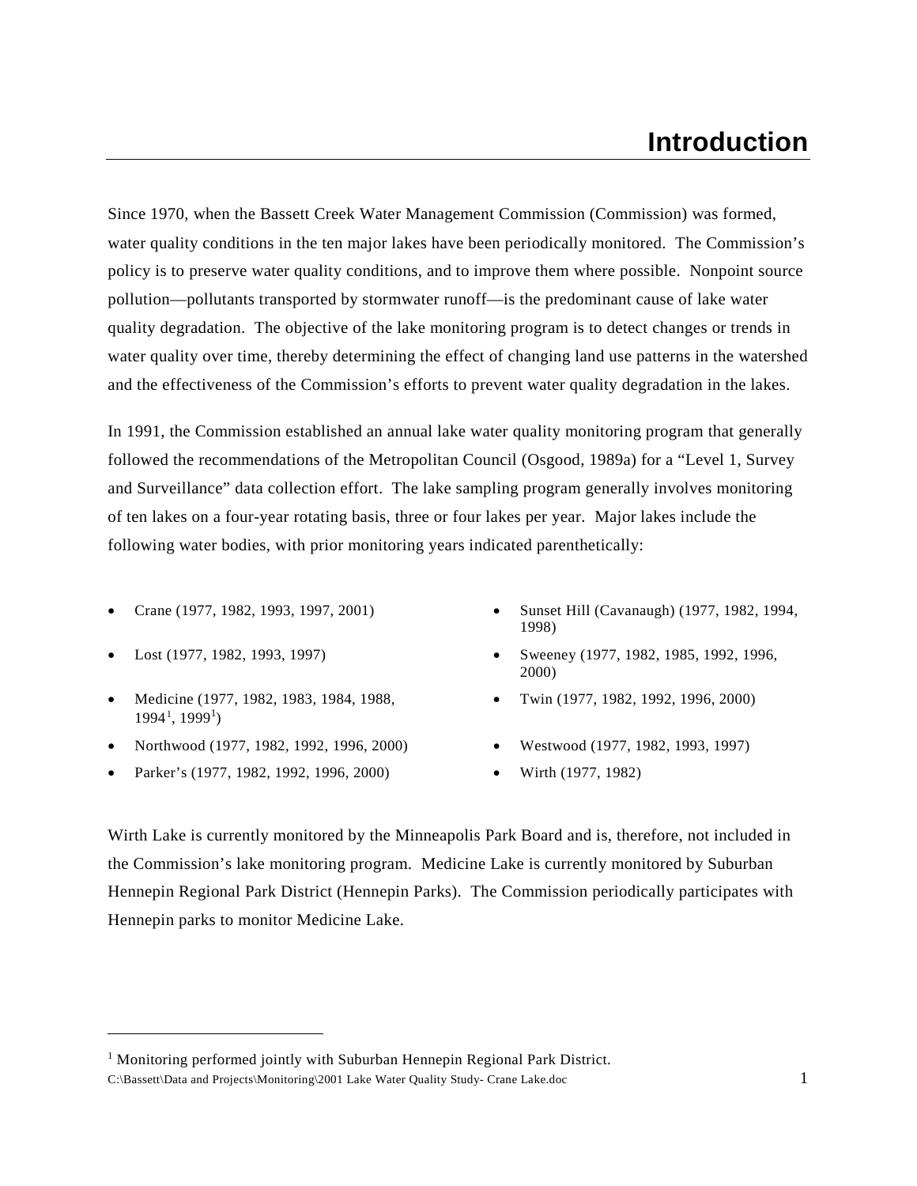# Introduction

Since 1970, when the Bassett Creek Water Management Commission (Commission) was formed, water quality conditions in the ten major lakes have been periodically monitored. The Commission's policy is to preserve water quality conditions, and to improve them where possible. Nonpoint source pollution—pollutants transported by stormwater runoff—is the predominant cause of lake water quality degradation. The objective of the lake monitoring program is to detect changes or trends in water quality over time, thereby determining the effect of changing land use patterns in the watershed and the effectiveness of the Commission's efforts to prevent water quality degradation in the lakes.

In 1991, the Commission established an annual lake water quality monitoring program that generally followed the recommendations of the Metropolitan Council (Osgood, 1989a) for a "Level 1, Survey and Surveillance" data collection effort. The lake sampling program generally involves monitoring of ten lakes on a four-year rotating basis, three or four lakes per year. Major lakes include the following water bodies, with prior monitoring years indicated parenthetically:

- Crane (1977, 1982, 1993, 1997, 2001)
- Lost (1977, 1982, 1993, 1997)
- Medicine (1977, 1982, 1983, 1984, 1988, 1994[1], 1999[1])
- Northwood (1977, 1982, 1992, 1996, 2000)
- Parker's (1977, 1982, 1992, 1996, 2000)
- Sunset Hill (Cavanaugh) (1977, 1982, 1994, 1998)
- Sweeney (1977, 1982, 1985, 1992, 1996, 2000)
- Twin (1977, 1982, 1992, 1996, 2000)
- Westwood (1977, 1982, 1993, 1997)
- Wirth (1977, 1982)

Wirth Lake is currently monitored by the Minneapolis Park Board and is, therefore, not included in the Commission's lake monitoring program. Medicine Lake is currently monitored by Suburban Hennepin Regional Park District (Hennepin Parks). The Commission periodically participates with Hennepin parks to monitor Medicine Lake.

---

[1] Monitoring performed jointly with Suburban Hennepin Regional Park District.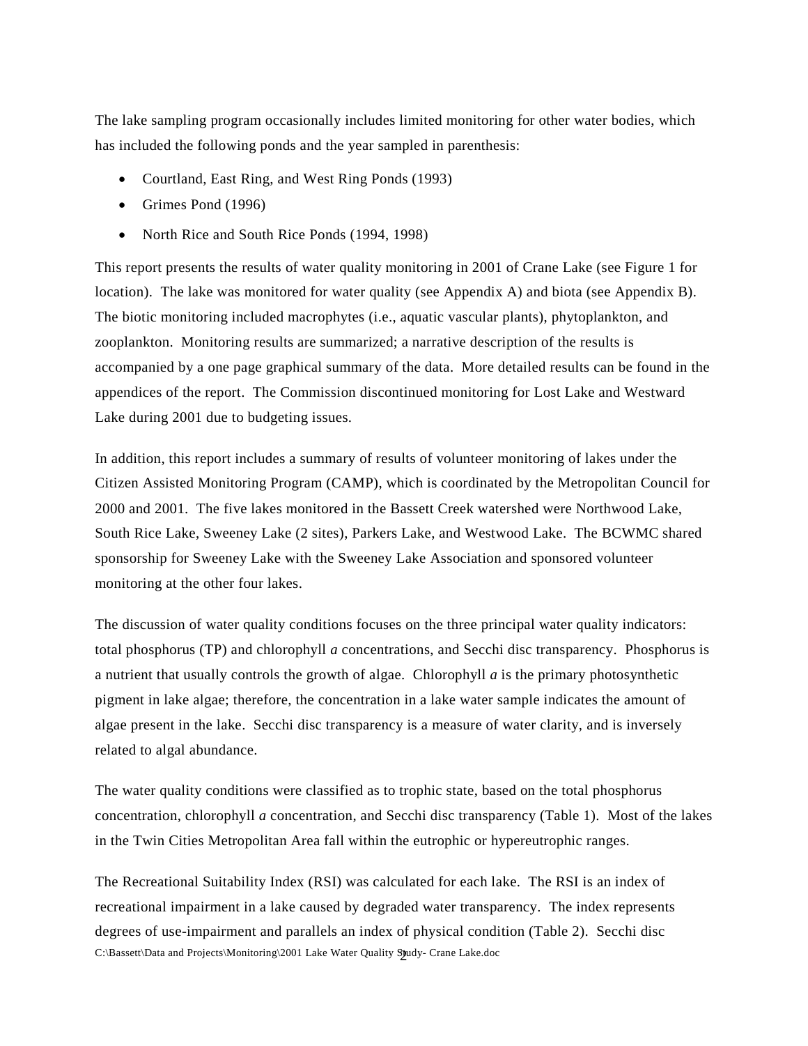The lake sampling program occasionally includes limited monitoring for other water bodies, which has included the following ponds and the year sampled in parenthesis:

- Courtland, East Ring, and West Ring Ponds (1993)
- Grimes Pond (1996)
- North Rice and South Rice Ponds (1994, 1998)

This report presents the results of water quality monitoring in 2001 of Crane Lake (see Figure 1 for location). The lake was monitored for water quality (see Appendix A) and biota (see Appendix B). The biotic monitoring included macrophytes (i.e., aquatic vascular plants), phytoplankton, and zooplankton. Monitoring results are summarized; a narrative description of the results is accompanied by a one page graphical summary of the data. More detailed results can be found in the appendices of the report. The Commission discontinued monitoring for Lost Lake and Westward Lake during 2001 due to budgeting issues.

In addition, this report includes a summary of results of volunteer monitoring of lakes under the Citizen Assisted Monitoring Program (CAMP), which is coordinated by the Metropolitan Council for 2000 and 2001. The five lakes monitored in the Bassett Creek watershed were Northwood Lake, South Rice Lake, Sweeney Lake (2 sites), Parkers Lake, and Westwood Lake. The BCWMC shared sponsorship for Sweeney Lake with the Sweeney Lake Association and sponsored volunteer monitoring at the other four lakes.

The discussion of water quality conditions focuses on the three principal water quality indicators: total phosphorus (TP) and chlorophyll *a* concentrations, and Secchi disc transparency. Phosphorus is a nutrient that usually controls the growth of algae. Chlorophyll *a* is the primary photosynthetic pigment in lake algae; therefore, the concentration in a lake water sample indicates the amount of algae present in the lake. Secchi disc transparency is a measure of water clarity, and is inversely related to algal abundance.

The water quality conditions were classified as to trophic state, based on the total phosphorus concentration, chlorophyll *a* concentration, and Secchi disc transparency (Table 1). Most of the lakes in the Twin Cities Metropolitan Area fall within the eutrophic or hypereutrophic ranges.

The Recreational Suitability Index (RSI) was calculated for each lake. The RSI is an index of recreational impairment in a lake caused by degraded water transparency. The index represents degrees of use-impairment and parallels an index of physical condition (Table 2). Secchi disc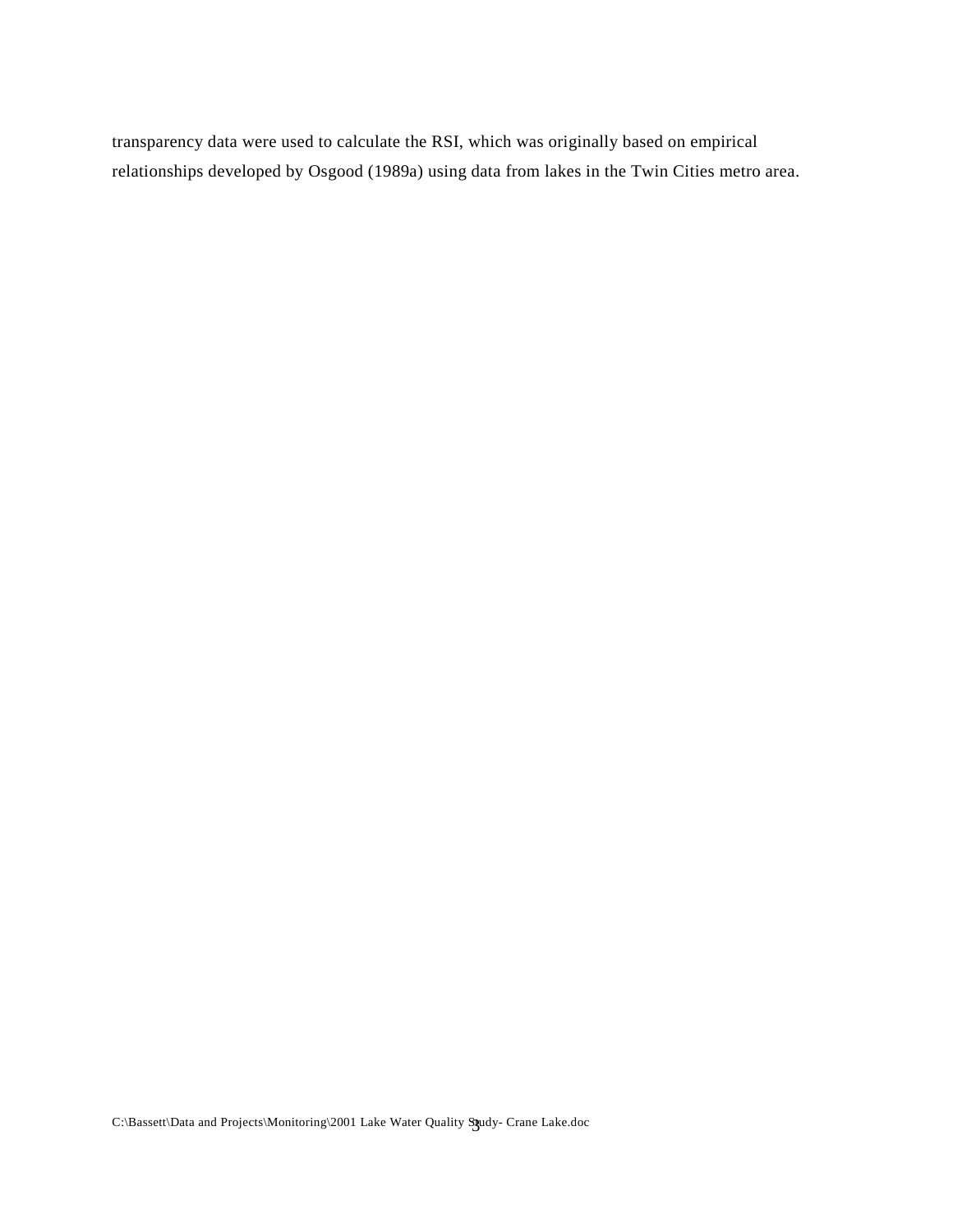transparency data were used to calculate the RSI, which was originally based on empirical relationships developed by Osgood (1989a) using data from lakes in the Twin Cities metro area.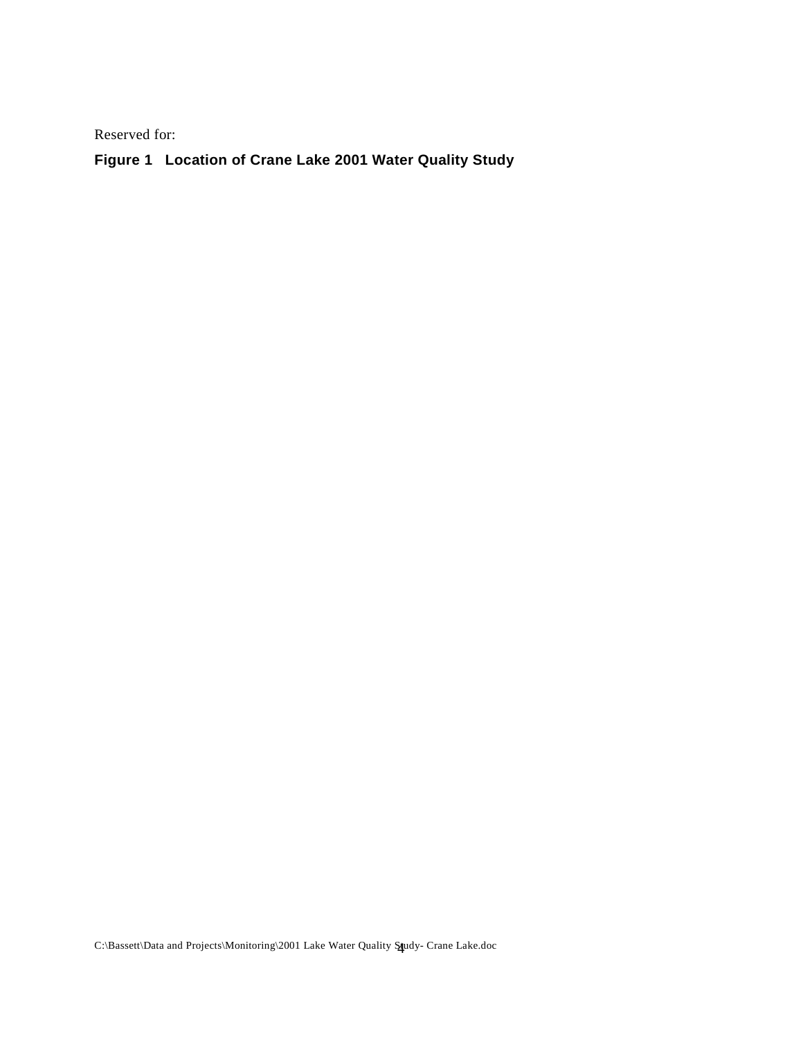Reserved for:

**Figure 1 Location of Crane Lake 2001 Water Quality Study**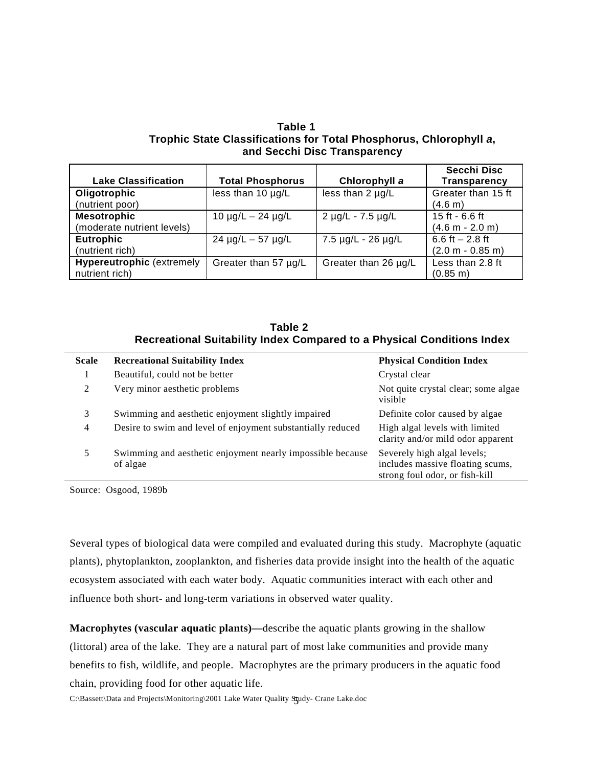**Table 1**
**Trophic State Classifications for Total Phosphorus, Chlorophyll *a*, and Secchi Disc Transparency**

| Lake Classification | Total Phosphorus | Chlorophyll *a* | Secchi Disc Transparency |
|---|---|---|---|
| **Oligotrophic** (nutrient poor) | less than 10 µg/L | less than 2 µg/L | Greater than 15 ft (4.6 m) |
| **Mesotrophic** (moderate nutrient levels) | 10 µg/L – 24 µg/L | 2 µg/L - 7.5 µg/L | 15 ft - 6.6 ft (4.6 m - 2.0 m) |
| **Eutrophic** (nutrient rich) | 24 µg/L – 57 µg/L | 7.5 µg/L - 26 µg/L | 6.6 ft – 2.8 ft (2.0 m - 0.85 m) |
| **Hypereutrophic** (extremely nutrient rich) | Greater than 57 µg/L | Greater than 26 µg/L | Less than 2.8 ft (0.85 m) |

**Table 2**
**Recreational Suitability Index Compared to a Physical Conditions Index**

| Scale | Recreational Suitability Index | Physical Condition Index |
|---|---|---|
| 1 | Beautiful, could not be better | Crystal clear |
| 2 | Very minor aesthetic problems | Not quite crystal clear; some algae visible |
| 3 | Swimming and aesthetic enjoyment slightly impaired | Definite color caused by algae |
| 4 | Desire to swim and level of enjoyment substantially reduced | High algal levels with limited clarity and/or mild odor apparent |
| 5 | Swimming and aesthetic enjoyment nearly impossible because of algae | Severely high algal levels; includes massive floating scums, strong foul odor, or fish-kill |

Source: Osgood, 1989b

Several types of biological data were compiled and evaluated during this study. Macrophyte (aquatic plants), phytoplankton, zooplankton, and fisheries data provide insight into the health of the aquatic ecosystem associated with each water body. Aquatic communities interact with each other and influence both short- and long-term variations in observed water quality.

**Macrophytes (vascular aquatic plants)—**describe the aquatic plants growing in the shallow (littoral) area of the lake. They are a natural part of most lake communities and provide many benefits to fish, wildlife, and people. Macrophytes are the primary producers in the aquatic food chain, providing food for other aquatic life.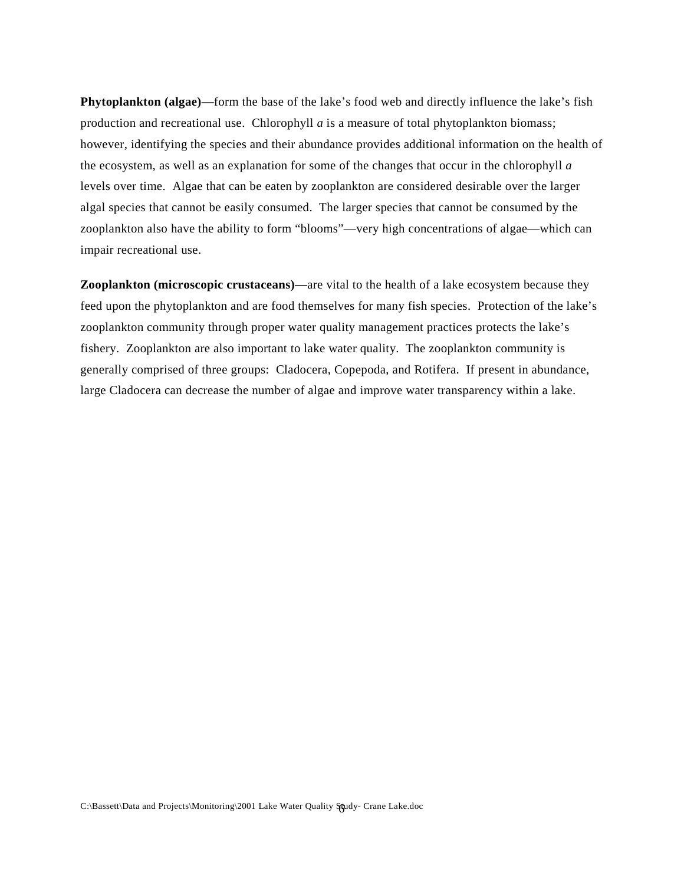**Phytoplankton (algae)—**form the base of the lake's food web and directly influence the lake's fish production and recreational use. Chlorophyll *a* is a measure of total phytoplankton biomass; however, identifying the species and their abundance provides additional information on the health of the ecosystem, as well as an explanation for some of the changes that occur in the chlorophyll *a* levels over time. Algae that can be eaten by zooplankton are considered desirable over the larger algal species that cannot be easily consumed. The larger species that cannot be consumed by the zooplankton also have the ability to form "blooms"—very high concentrations of algae—which can impair recreational use.

**Zooplankton (microscopic crustaceans)—**are vital to the health of a lake ecosystem because they feed upon the phytoplankton and are food themselves for many fish species. Protection of the lake's zooplankton community through proper water quality management practices protects the lake's fishery. Zooplankton are also important to lake water quality. The zooplankton community is generally comprised of three groups: Cladocera, Copepoda, and Rotifera. If present in abundance, large Cladocera can decrease the number of algae and improve water transparency within a lake.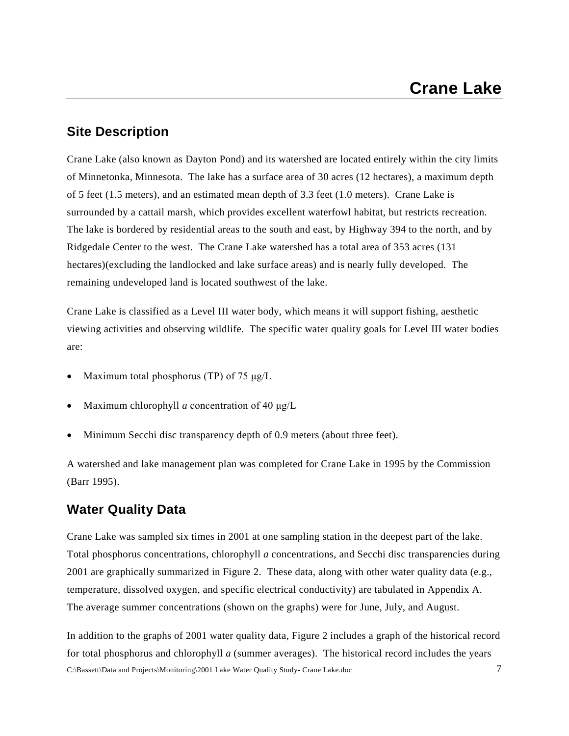# Crane Lake

## Site Description

Crane Lake (also known as Dayton Pond) and its watershed are located entirely within the city limits of Minnetonka, Minnesota. The lake has a surface area of 30 acres (12 hectares), a maximum depth of 5 feet (1.5 meters), and an estimated mean depth of 3.3 feet (1.0 meters). Crane Lake is surrounded by a cattail marsh, which provides excellent waterfowl habitat, but restricts recreation. The lake is bordered by residential areas to the south and east, by Highway 394 to the north, and by Ridgedale Center to the west. The Crane Lake watershed has a total area of 353 acres (131 hectares)(excluding the landlocked and lake surface areas) and is nearly fully developed. The remaining undeveloped land is located southwest of the lake.

Crane Lake is classified as a Level III water body, which means it will support fishing, aesthetic viewing activities and observing wildlife. The specific water quality goals for Level III water bodies are:

- Maximum total phosphorus (TP) of 75 μg/L
- Maximum chlorophyll *a* concentration of 40 μg/L
- Minimum Secchi disc transparency depth of 0.9 meters (about three feet).

A watershed and lake management plan was completed for Crane Lake in 1995 by the Commission (Barr 1995).

## Water Quality Data

Crane Lake was sampled six times in 2001 at one sampling station in the deepest part of the lake. Total phosphorus concentrations, chlorophyll *a* concentrations, and Secchi disc transparencies during 2001 are graphically summarized in Figure 2. These data, along with other water quality data (e.g., temperature, dissolved oxygen, and specific electrical conductivity) are tabulated in Appendix A. The average summer concentrations (shown on the graphs) were for June, July, and August.

In addition to the graphs of 2001 water quality data, Figure 2 includes a graph of the historical record for total phosphorus and chlorophyll *a* (summer averages). The historical record includes the years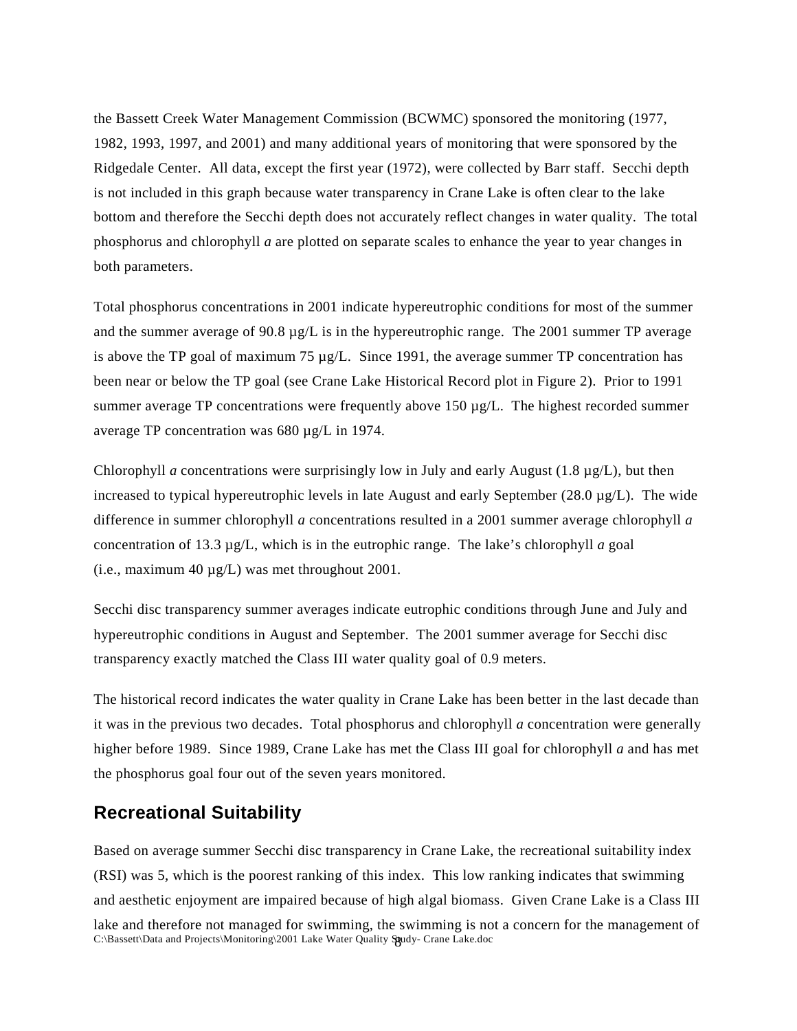the Bassett Creek Water Management Commission (BCWMC) sponsored the monitoring (1977, 1982, 1993, 1997, and 2001) and many additional years of monitoring that were sponsored by the Ridgedale Center. All data, except the first year (1972), were collected by Barr staff. Secchi depth is not included in this graph because water transparency in Crane Lake is often clear to the lake bottom and therefore the Secchi depth does not accurately reflect changes in water quality. The total phosphorus and chlorophyll *a* are plotted on separate scales to enhance the year to year changes in both parameters.

Total phosphorus concentrations in 2001 indicate hypereutrophic conditions for most of the summer and the summer average of 90.8 µg/L is in the hypereutrophic range. The 2001 summer TP average is above the TP goal of maximum 75 µg/L. Since 1991, the average summer TP concentration has been near or below the TP goal (see Crane Lake Historical Record plot in Figure 2). Prior to 1991 summer average TP concentrations were frequently above 150 µg/L. The highest recorded summer average TP concentration was 680 µg/L in 1974.

Chlorophyll *a* concentrations were surprisingly low in July and early August (1.8 µg/L), but then increased to typical hypereutrophic levels in late August and early September (28.0 µg/L). The wide difference in summer chlorophyll *a* concentrations resulted in a 2001 summer average chlorophyll *a* concentration of 13.3 µg/L, which is in the eutrophic range. The lake's chlorophyll *a* goal (i.e., maximum 40 µg/L) was met throughout 2001.

Secchi disc transparency summer averages indicate eutrophic conditions through June and July and hypereutrophic conditions in August and September. The 2001 summer average for Secchi disc transparency exactly matched the Class III water quality goal of 0.9 meters.

The historical record indicates the water quality in Crane Lake has been better in the last decade than it was in the previous two decades. Total phosphorus and chlorophyll *a* concentration were generally higher before 1989. Since 1989, Crane Lake has met the Class III goal for chlorophyll *a* and has met the phosphorus goal four out of the seven years monitored.

## Recreational Suitability

Based on average summer Secchi disc transparency in Crane Lake, the recreational suitability index (RSI) was 5, which is the poorest ranking of this index. This low ranking indicates that swimming and aesthetic enjoyment are impaired because of high algal biomass. Given Crane Lake is a Class III lake and therefore not managed for swimming, the swimming is not a concern for the management of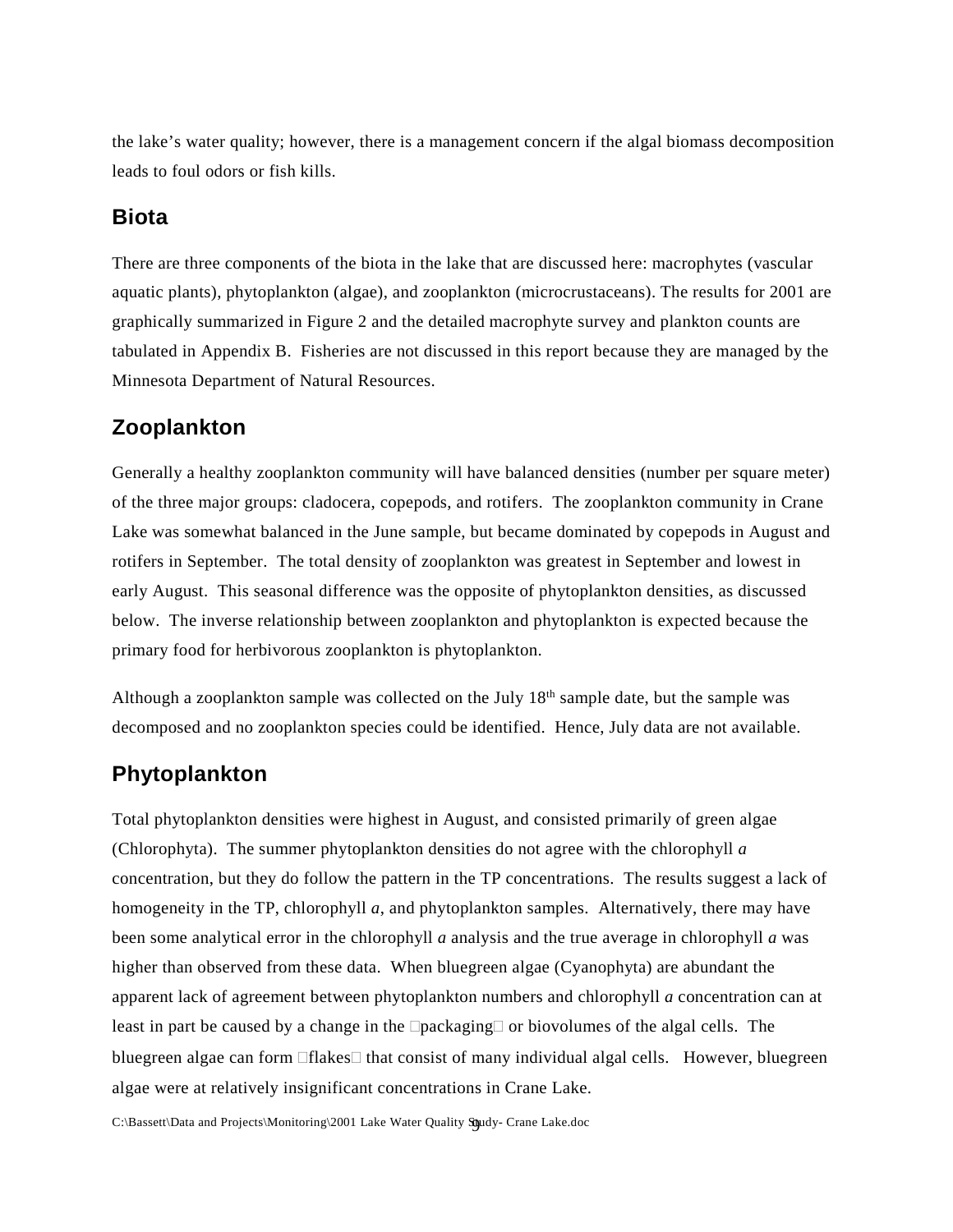the lake's water quality; however, there is a management concern if the algal biomass decomposition leads to foul odors or fish kills.

## Biota

There are three components of the biota in the lake that are discussed here: macrophytes (vascular aquatic plants), phytoplankton (algae), and zooplankton (microcrustaceans). The results for 2001 are graphically summarized in Figure 2 and the detailed macrophyte survey and plankton counts are tabulated in Appendix B. Fisheries are not discussed in this report because they are managed by the Minnesota Department of Natural Resources.

## Zooplankton

Generally a healthy zooplankton community will have balanced densities (number per square meter) of the three major groups: cladocera, copepods, and rotifers. The zooplankton community in Crane Lake was somewhat balanced in the June sample, but became dominated by copepods in August and rotifers in September. The total density of zooplankton was greatest in September and lowest in early August. This seasonal difference was the opposite of phytoplankton densities, as discussed below. The inverse relationship between zooplankton and phytoplankton is expected because the primary food for herbivorous zooplankton is phytoplankton.

Although a zooplankton sample was collected on the July 18th sample date, but the sample was decomposed and no zooplankton species could be identified. Hence, July data are not available.

## Phytoplankton

Total phytoplankton densities were highest in August, and consisted primarily of green algae (Chlorophyta). The summer phytoplankton densities do not agree with the chlorophyll *a* concentration, but they do follow the pattern in the TP concentrations. The results suggest a lack of homogeneity in the TP, chlorophyll *a*, and phytoplankton samples. Alternatively, there may have been some analytical error in the chlorophyll *a* analysis and the true average in chlorophyll *a* was higher than observed from these data. When bluegreen algae (Cyanophyta) are abundant the apparent lack of agreement between phytoplankton numbers and chlorophyll *a* concentration can at least in part be caused by a change in the "packaging" or biovolumes of the algal cells. The bluegreen algae can form "flakes" that consist of many individual algal cells. However, bluegreen algae were at relatively insignificant concentrations in Crane Lake.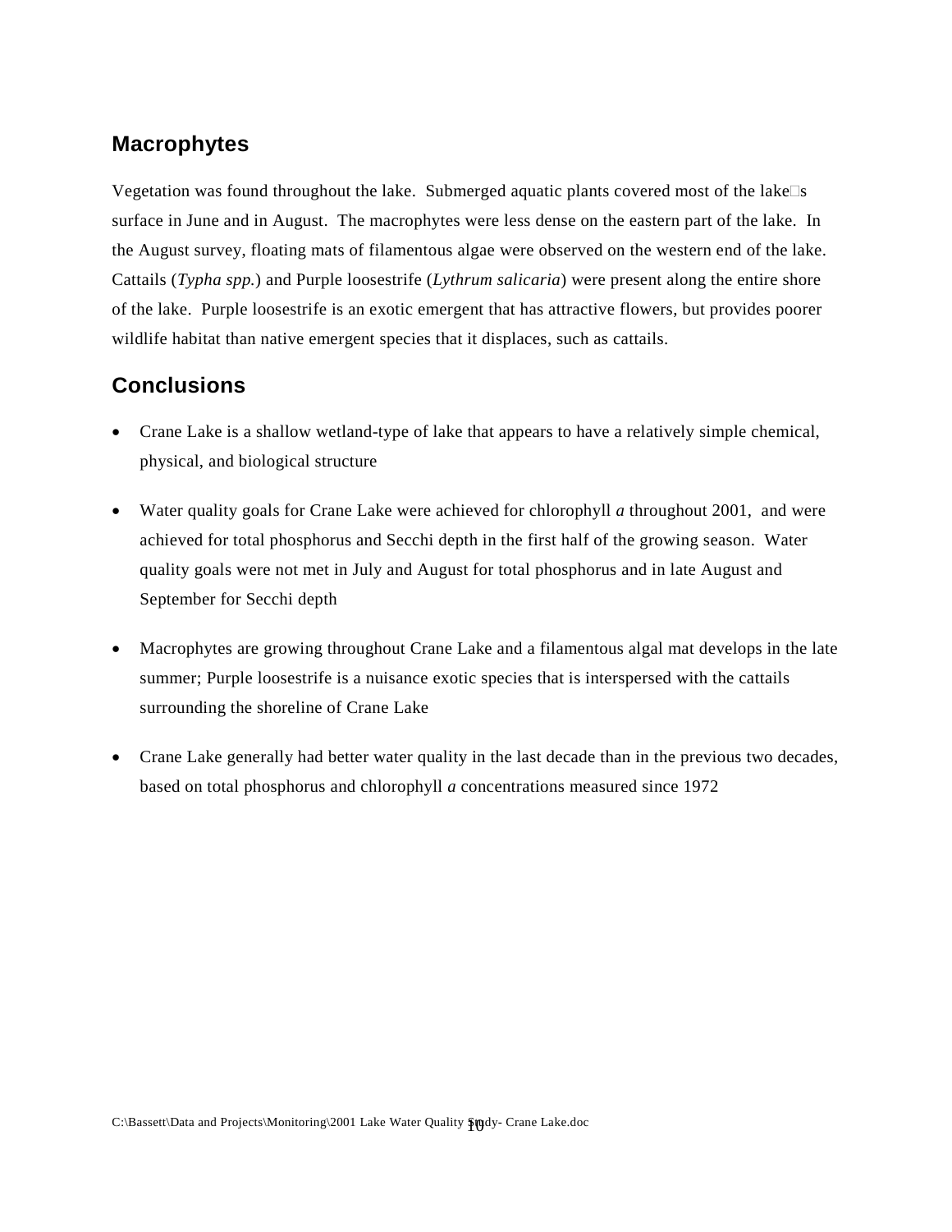## Macrophytes

Vegetation was found throughout the lake. Submerged aquatic plants covered most of the lake's surface in June and in August. The macrophytes were less dense on the eastern part of the lake. In the August survey, floating mats of filamentous algae were observed on the western end of the lake. Cattails (*Typha spp.*) and Purple loosestrife (*Lythrum salicaria*) were present along the entire shore of the lake. Purple loosestrife is an exotic emergent that has attractive flowers, but provides poorer wildlife habitat than native emergent species that it displaces, such as cattails.

## Conclusions

- Crane Lake is a shallow wetland-type of lake that appears to have a relatively simple chemical, physical, and biological structure
- Water quality goals for Crane Lake were achieved for chlorophyll *a* throughout 2001, and were achieved for total phosphorus and Secchi depth in the first half of the growing season. Water quality goals were not met in July and August for total phosphorus and in late August and September for Secchi depth
- Macrophytes are growing throughout Crane Lake and a filamentous algal mat develops in the late summer; Purple loosestrife is a nuisance exotic species that is interspersed with the cattails surrounding the shoreline of Crane Lake
- Crane Lake generally had better water quality in the last decade than in the previous two decades, based on total phosphorus and chlorophyll *a* concentrations measured since 1972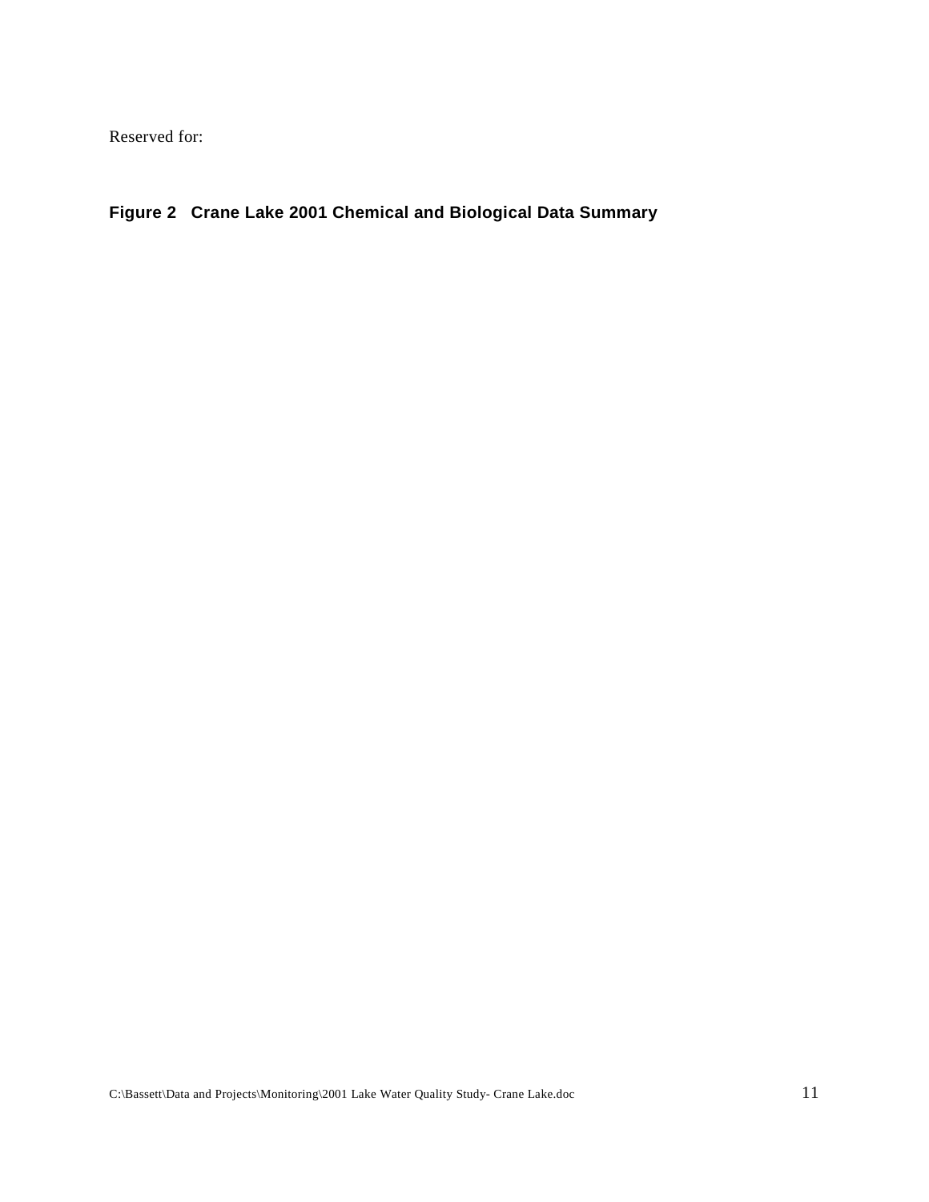Reserved for:

**Figure 2 Crane Lake 2001 Chemical and Biological Data Summary**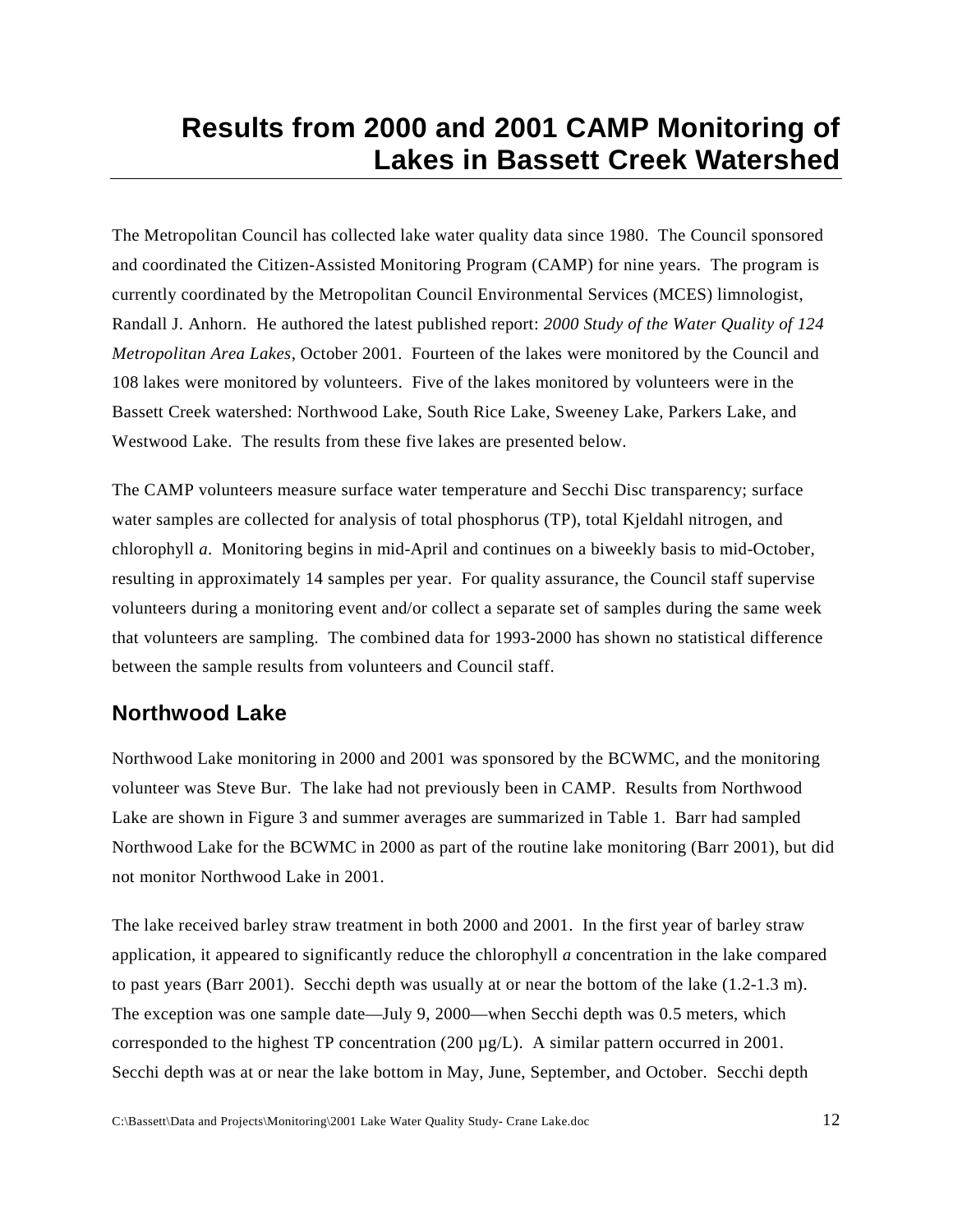# Results from 2000 and 2001 CAMP Monitoring of Lakes in Bassett Creek Watershed

The Metropolitan Council has collected lake water quality data since 1980. The Council sponsored and coordinated the Citizen-Assisted Monitoring Program (CAMP) for nine years. The program is currently coordinated by the Metropolitan Council Environmental Services (MCES) limnologist, Randall J. Anhorn. He authored the latest published report: *2000 Study of the Water Quality of 124 Metropolitan Area Lakes*, October 2001. Fourteen of the lakes were monitored by the Council and 108 lakes were monitored by volunteers. Five of the lakes monitored by volunteers were in the Bassett Creek watershed: Northwood Lake, South Rice Lake, Sweeney Lake, Parkers Lake, and Westwood Lake. The results from these five lakes are presented below.

The CAMP volunteers measure surface water temperature and Secchi Disc transparency; surface water samples are collected for analysis of total phosphorus (TP), total Kjeldahl nitrogen, and chlorophyll *a*. Monitoring begins in mid-April and continues on a biweekly basis to mid-October, resulting in approximately 14 samples per year. For quality assurance, the Council staff supervise volunteers during a monitoring event and/or collect a separate set of samples during the same week that volunteers are sampling. The combined data for 1993-2000 has shown no statistical difference between the sample results from volunteers and Council staff.

## Northwood Lake

Northwood Lake monitoring in 2000 and 2001 was sponsored by the BCWMC, and the monitoring volunteer was Steve Bur. The lake had not previously been in CAMP. Results from Northwood Lake are shown in Figure 3 and summer averages are summarized in Table 1. Barr had sampled Northwood Lake for the BCWMC in 2000 as part of the routine lake monitoring (Barr 2001), but did not monitor Northwood Lake in 2001.

The lake received barley straw treatment in both 2000 and 2001. In the first year of barley straw application, it appeared to significantly reduce the chlorophyll *a* concentration in the lake compared to past years (Barr 2001). Secchi depth was usually at or near the bottom of the lake (1.2-1.3 m). The exception was one sample date—July 9, 2000—when Secchi depth was 0.5 meters, which corresponded to the highest TP concentration (200 µg/L). A similar pattern occurred in 2001. Secchi depth was at or near the lake bottom in May, June, September, and October. Secchi depth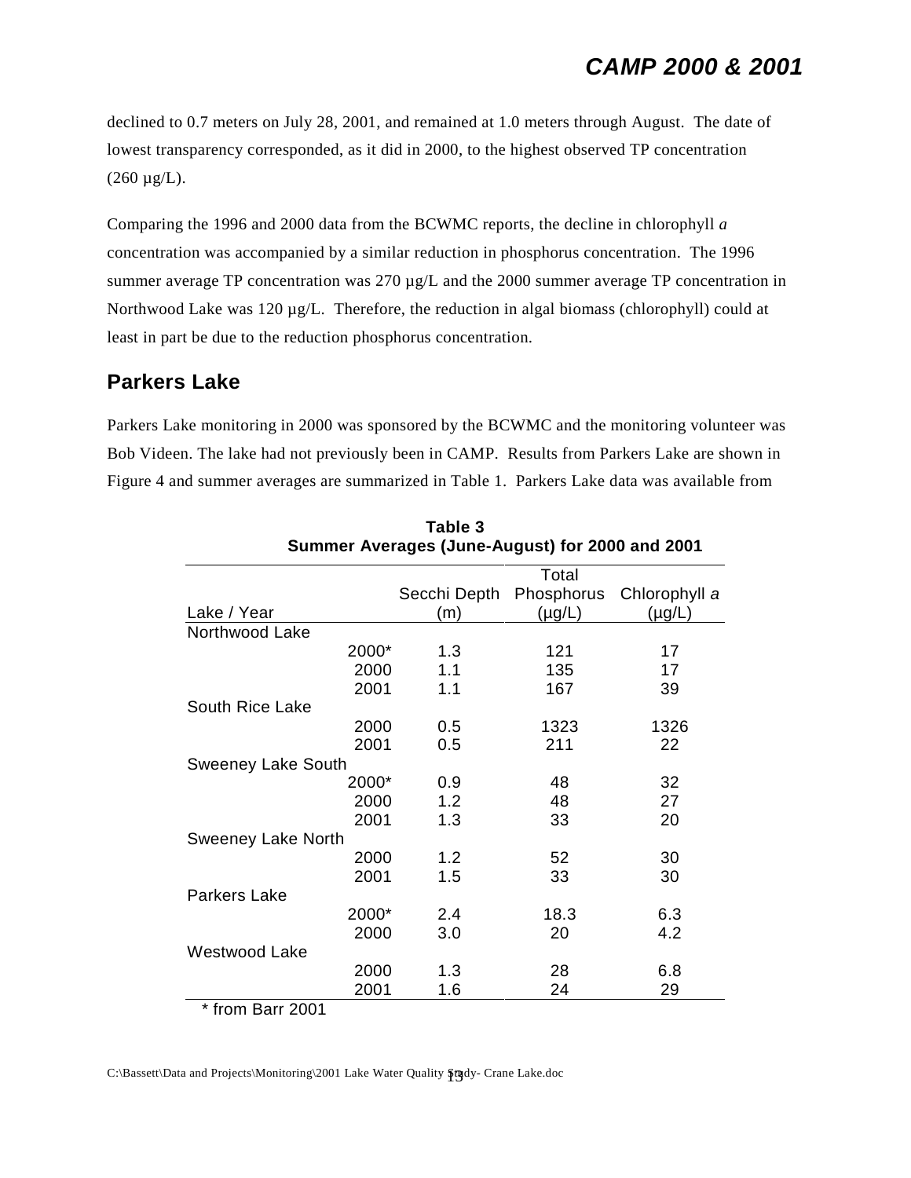declined to 0.7 meters on July 28, 2001, and remained at 1.0 meters through August. The date of lowest transparency corresponded, as it did in 2000, to the highest observed TP concentration (260 µg/L).

Comparing the 1996 and 2000 data from the BCWMC reports, the decline in chlorophyll *a* concentration was accompanied by a similar reduction in phosphorus concentration. The 1996 summer average TP concentration was 270 µg/L and the 2000 summer average TP concentration in Northwood Lake was 120 µg/L. Therefore, the reduction in algal biomass (chlorophyll) could at least in part be due to the reduction phosphorus concentration.

## Parkers Lake

Parkers Lake monitoring in 2000 was sponsored by the BCWMC and the monitoring volunteer was Bob Videen. The lake had not previously been in CAMP. Results from Parkers Lake are shown in Figure 4 and summer averages are summarized in Table 1. Parkers Lake data was available from

**Table 3**
**Summer Averages (June-August) for 2000 and 2001**

| Lake / Year | | Secchi Depth (m) | Total Phosphorus (µg/L) | Chlorophyll *a* (µg/L) |
|---|---|---|---|---|
| Northwood Lake | | | | |
| | 2000* | 1.3 | 121 | 17 |
| | 2000 | 1.1 | 135 | 17 |
| | 2001 | 1.1 | 167 | 39 |
| South Rice Lake | | | | |
| | 2000 | 0.5 | 1323 | 1326 |
| | 2001 | 0.5 | 211 | 22 |
| Sweeney Lake South | | | | |
| | 2000* | 0.9 | 48 | 32 |
| | 2000 | 1.2 | 48 | 27 |
| | 2001 | 1.3 | 33 | 20 |
| Sweeney Lake North | | | | |
| | 2000 | 1.2 | 52 | 30 |
| | 2001 | 1.5 | 33 | 30 |
| Parkers Lake | | | | |
| | 2000* | 2.4 | 18.3 | 6.3 |
| | 2000 | 3.0 | 20 | 4.2 |
| Westwood Lake | | | | |
| | 2000 | 1.3 | 28 | 6.8 |
| | 2001 | 1.6 | 24 | 29 |

\* from Barr 2001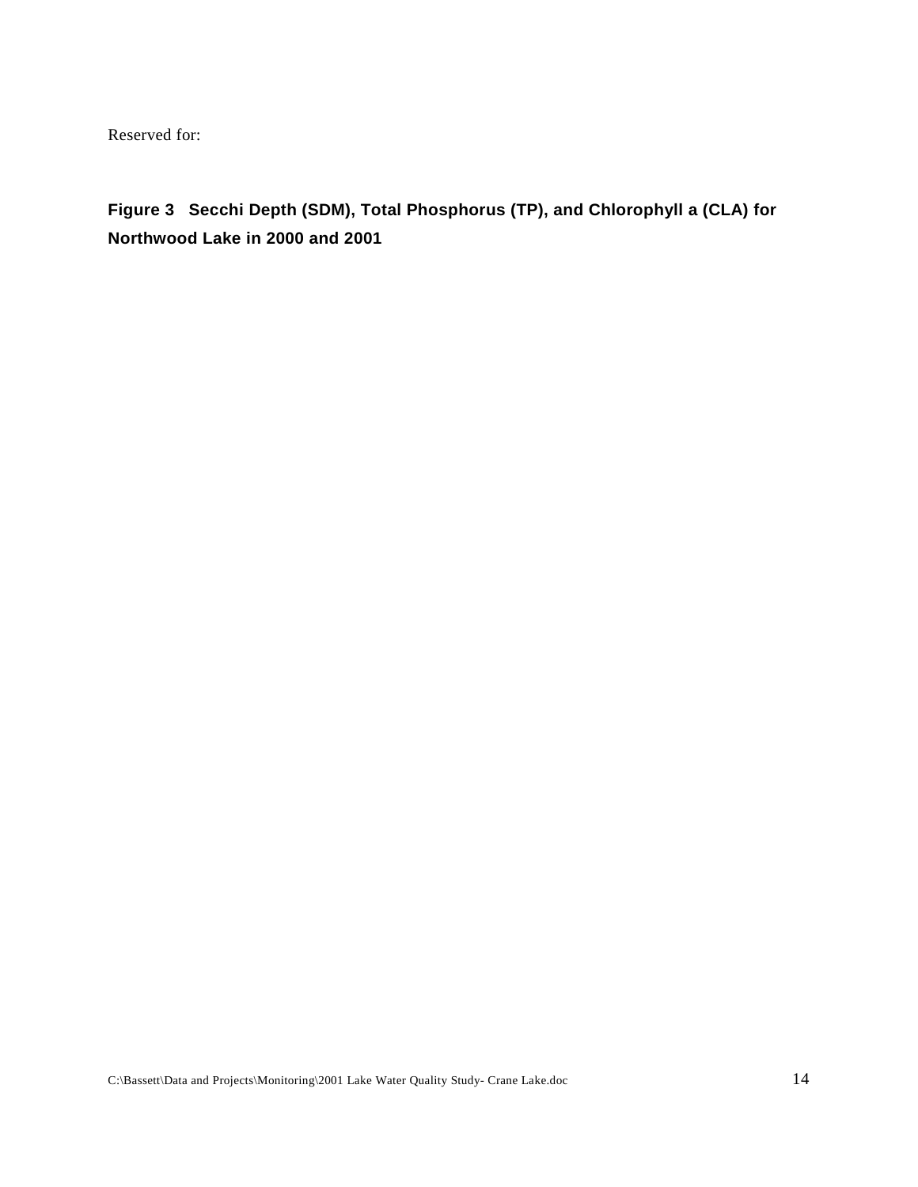Reserved for:

**Figure 3 Secchi Depth (SDM), Total Phosphorus (TP), and Chlorophyll a (CLA) for Northwood Lake in 2000 and 2001**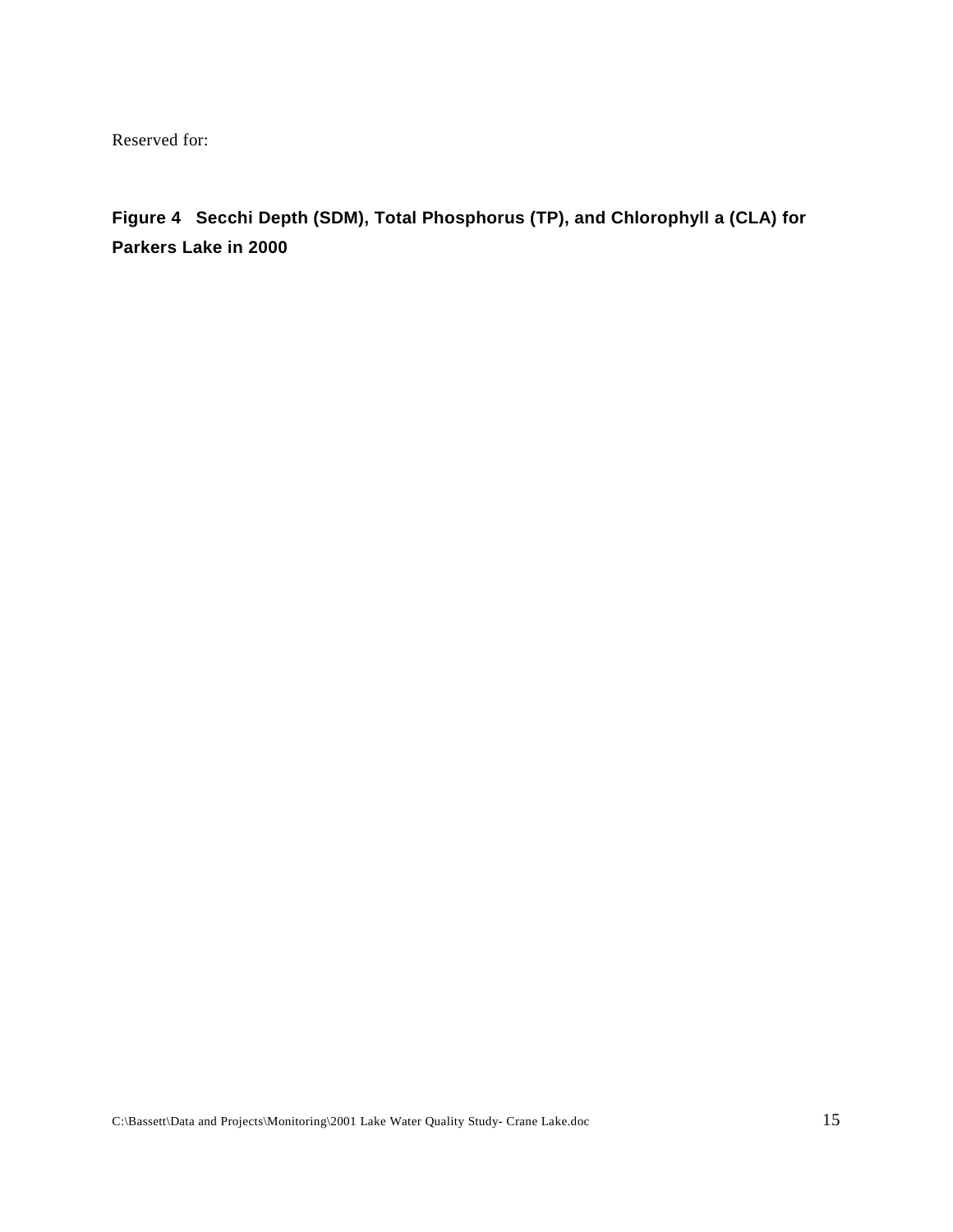Reserved for:

**Figure 4 Secchi Depth (SDM), Total Phosphorus (TP), and Chlorophyll a (CLA) for Parkers Lake in 2000**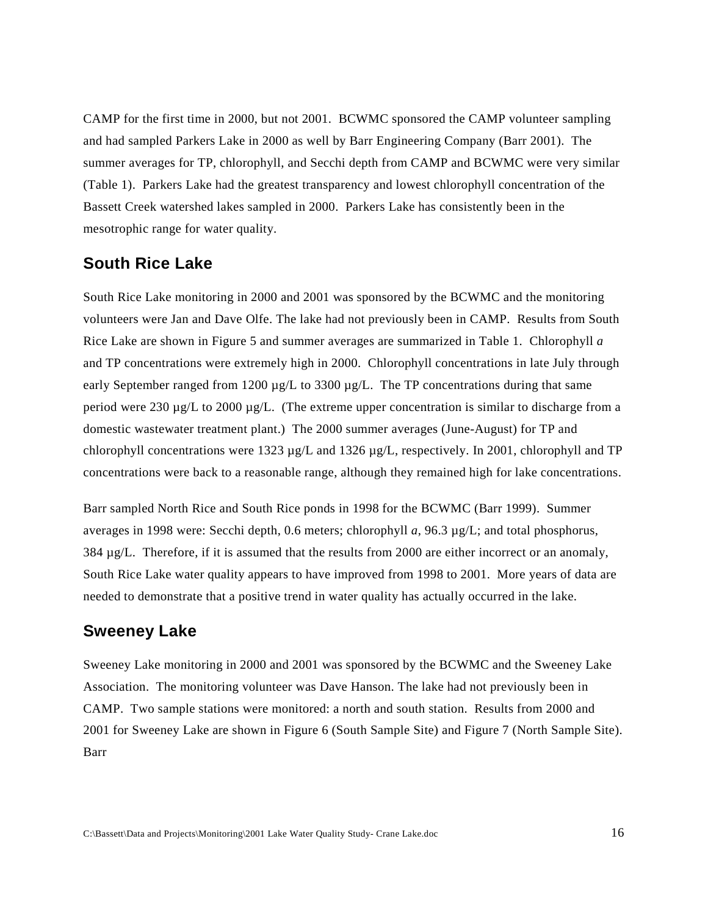CAMP for the first time in 2000, but not 2001. BCWMC sponsored the CAMP volunteer sampling and had sampled Parkers Lake in 2000 as well by Barr Engineering Company (Barr 2001). The summer averages for TP, chlorophyll, and Secchi depth from CAMP and BCWMC were very similar (Table 1). Parkers Lake had the greatest transparency and lowest chlorophyll concentration of the Bassett Creek watershed lakes sampled in 2000. Parkers Lake has consistently been in the mesotrophic range for water quality.

## South Rice Lake

South Rice Lake monitoring in 2000 and 2001 was sponsored by the BCWMC and the monitoring volunteers were Jan and Dave Olfe. The lake had not previously been in CAMP. Results from South Rice Lake are shown in Figure 5 and summer averages are summarized in Table 1. Chlorophyll *a* and TP concentrations were extremely high in 2000. Chlorophyll concentrations in late July through early September ranged from 1200 µg/L to 3300 µg/L. The TP concentrations during that same period were 230 µg/L to 2000 µg/L. (The extreme upper concentration is similar to discharge from a domestic wastewater treatment plant.) The 2000 summer averages (June-August) for TP and chlorophyll concentrations were 1323 µg/L and 1326 µg/L, respectively. In 2001, chlorophyll and TP concentrations were back to a reasonable range, although they remained high for lake concentrations.

Barr sampled North Rice and South Rice ponds in 1998 for the BCWMC (Barr 1999). Summer averages in 1998 were: Secchi depth, 0.6 meters; chlorophyll *a*, 96.3 µg/L; and total phosphorus, 384 µg/L. Therefore, if it is assumed that the results from 2000 are either incorrect or an anomaly, South Rice Lake water quality appears to have improved from 1998 to 2001. More years of data are needed to demonstrate that a positive trend in water quality has actually occurred in the lake.

## Sweeney Lake

Sweeney Lake monitoring in 2000 and 2001 was sponsored by the BCWMC and the Sweeney Lake Association. The monitoring volunteer was Dave Hanson. The lake had not previously been in CAMP. Two sample stations were monitored: a north and south station. Results from 2000 and 2001 for Sweeney Lake are shown in Figure 6 (South Sample Site) and Figure 7 (North Sample Site). Barr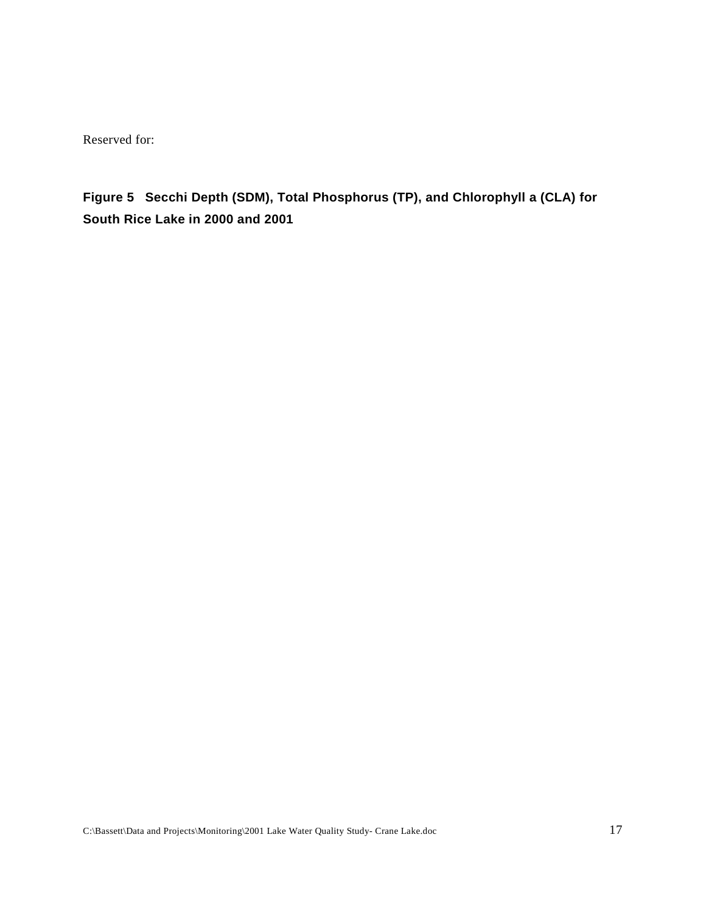Reserved for:

**Figure 5 Secchi Depth (SDM), Total Phosphorus (TP), and Chlorophyll a (CLA) for South Rice Lake in 2000 and 2001**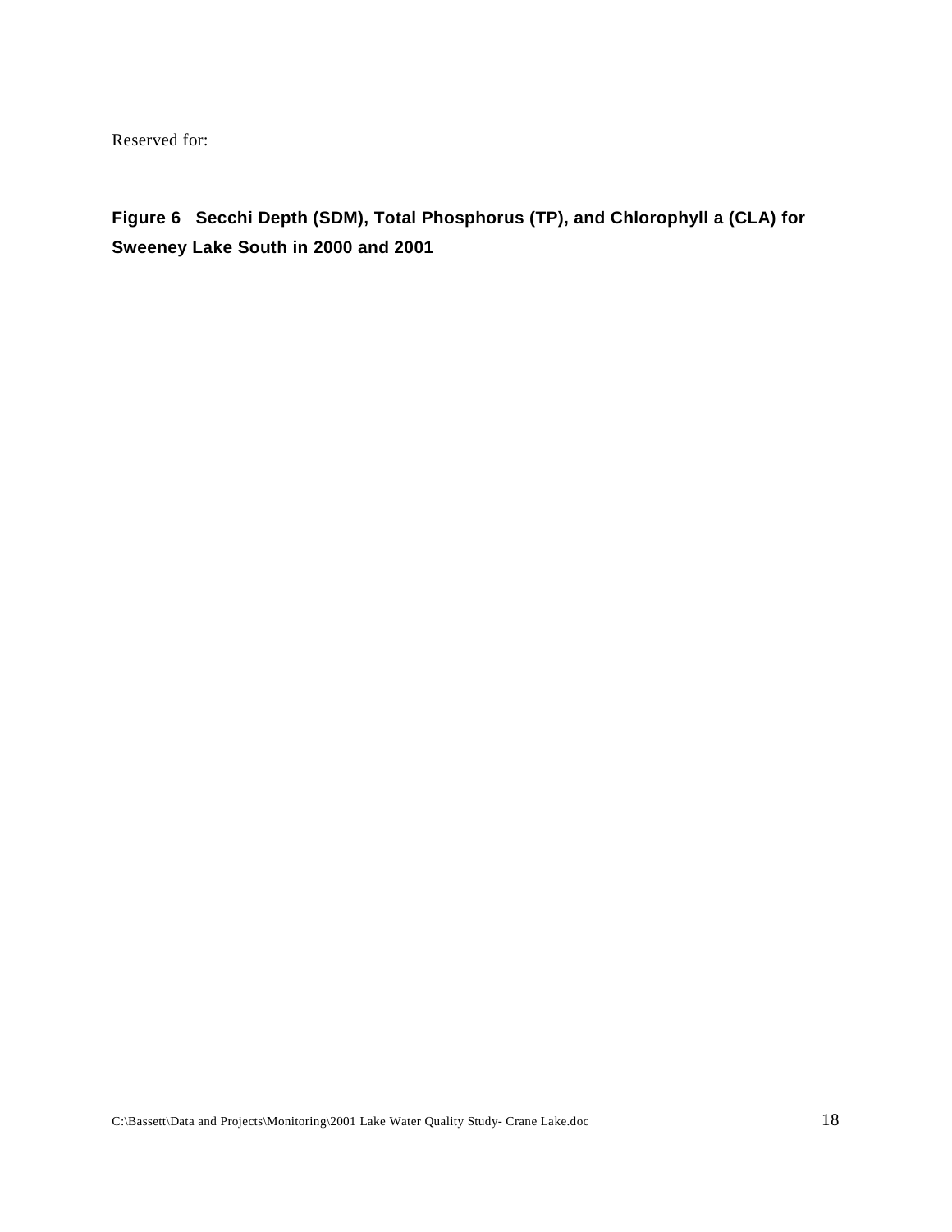Reserved for:

**Figure 6 Secchi Depth (SDM), Total Phosphorus (TP), and Chlorophyll a (CLA) for Sweeney Lake South in 2000 and 2001**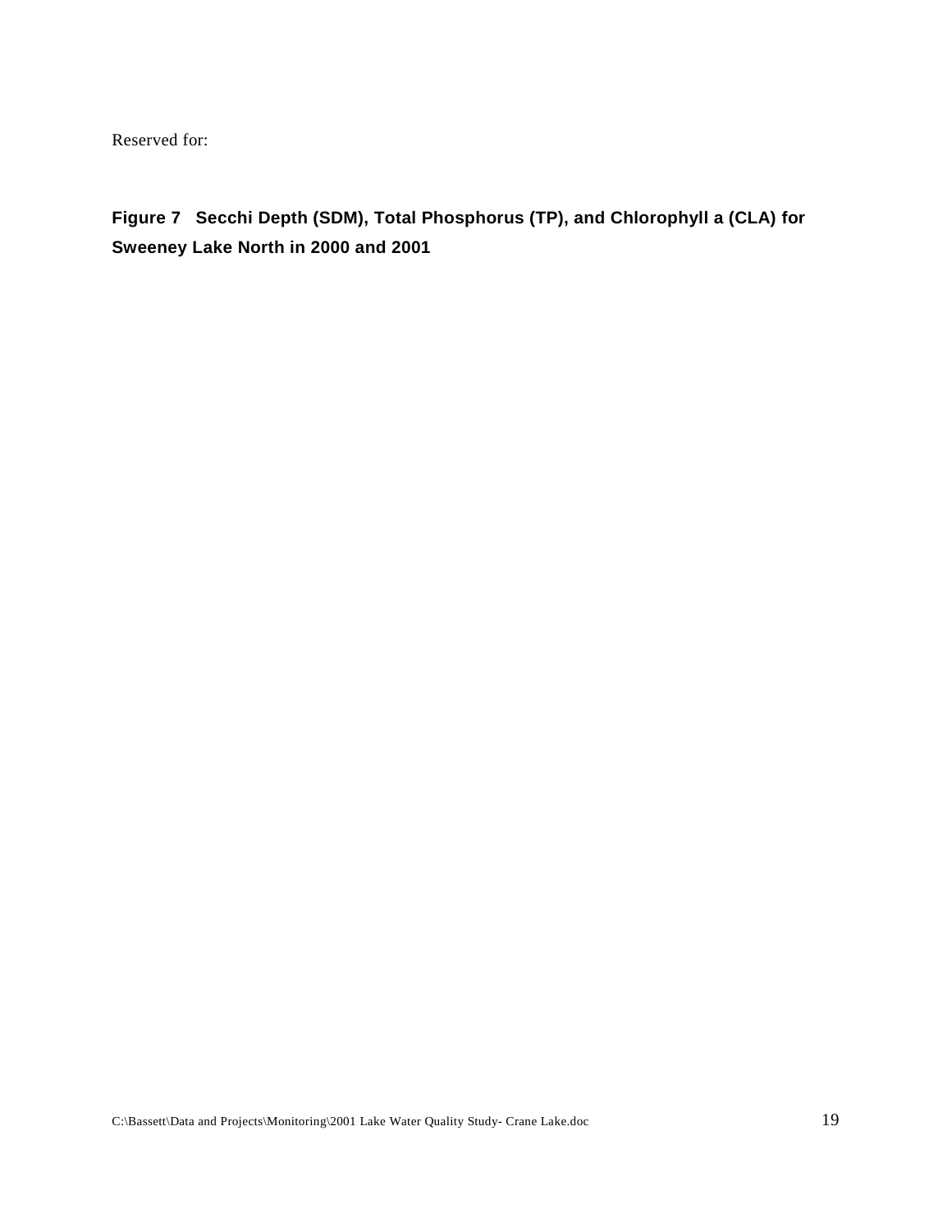Reserved for:

**Figure 7 Secchi Depth (SDM), Total Phosphorus (TP), and Chlorophyll a (CLA) for Sweeney Lake North in 2000 and 2001**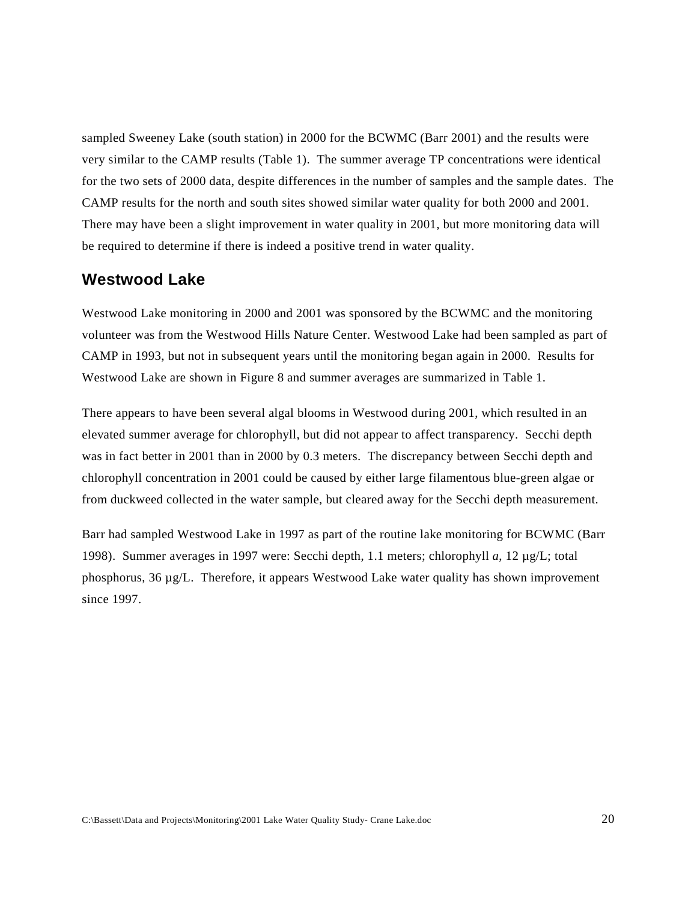sampled Sweeney Lake (south station) in 2000 for the BCWMC (Barr 2001) and the results were very similar to the CAMP results (Table 1). The summer average TP concentrations were identical for the two sets of 2000 data, despite differences in the number of samples and the sample dates. The CAMP results for the north and south sites showed similar water quality for both 2000 and 2001. There may have been a slight improvement in water quality in 2001, but more monitoring data will be required to determine if there is indeed a positive trend in water quality.

## Westwood Lake

Westwood Lake monitoring in 2000 and 2001 was sponsored by the BCWMC and the monitoring volunteer was from the Westwood Hills Nature Center. Westwood Lake had been sampled as part of CAMP in 1993, but not in subsequent years until the monitoring began again in 2000. Results for Westwood Lake are shown in Figure 8 and summer averages are summarized in Table 1.

There appears to have been several algal blooms in Westwood during 2001, which resulted in an elevated summer average for chlorophyll, but did not appear to affect transparency. Secchi depth was in fact better in 2001 than in 2000 by 0.3 meters. The discrepancy between Secchi depth and chlorophyll concentration in 2001 could be caused by either large filamentous blue-green algae or from duckweed collected in the water sample, but cleared away for the Secchi depth measurement.

Barr had sampled Westwood Lake in 1997 as part of the routine lake monitoring for BCWMC (Barr 1998). Summer averages in 1997 were: Secchi depth, 1.1 meters; chlorophyll *a*, 12 µg/L; total phosphorus, 36 µg/L. Therefore, it appears Westwood Lake water quality has shown improvement since 1997.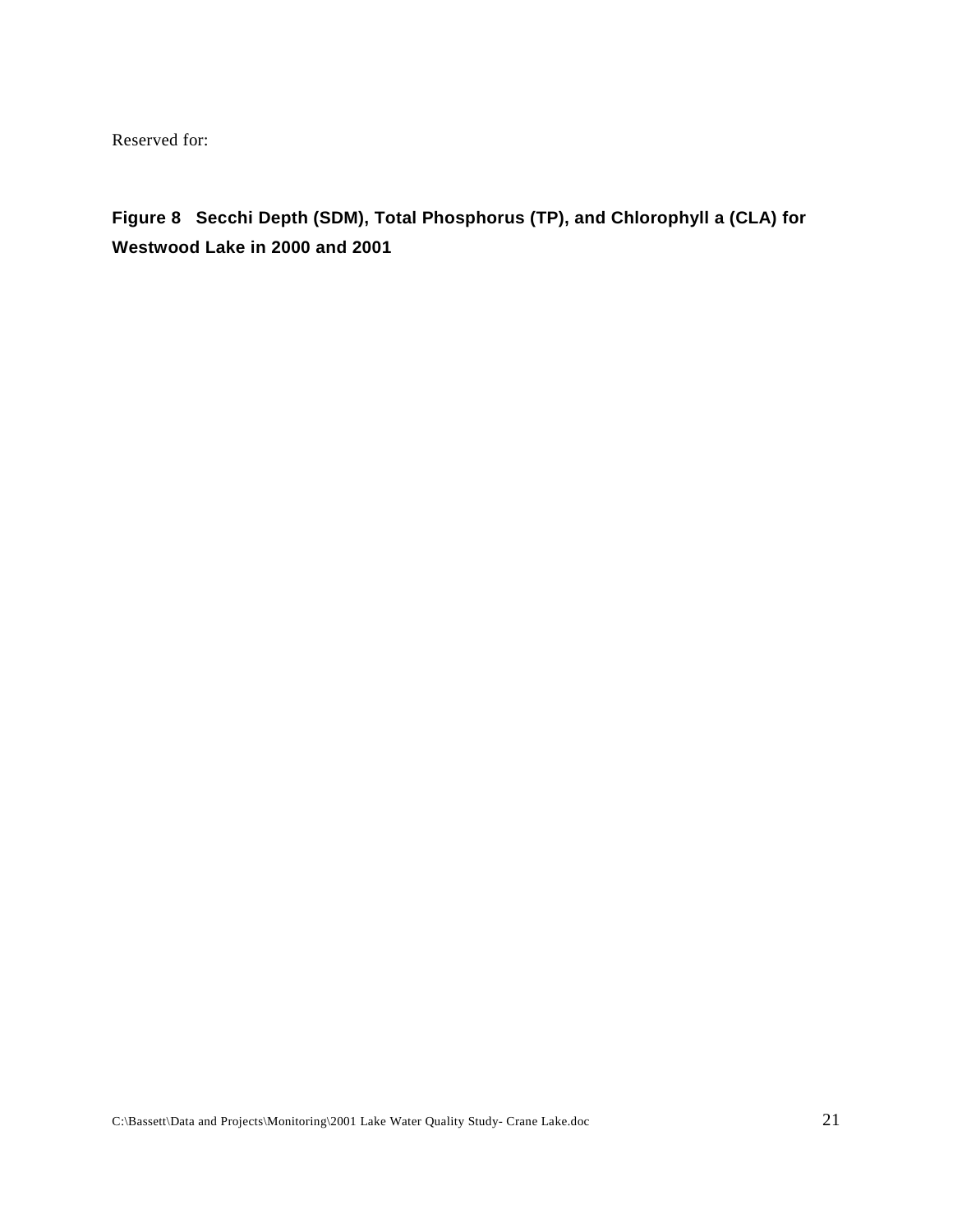Reserved for:

**Figure 8 Secchi Depth (SDM), Total Phosphorus (TP), and Chlorophyll a (CLA) for Westwood Lake in 2000 and 2001**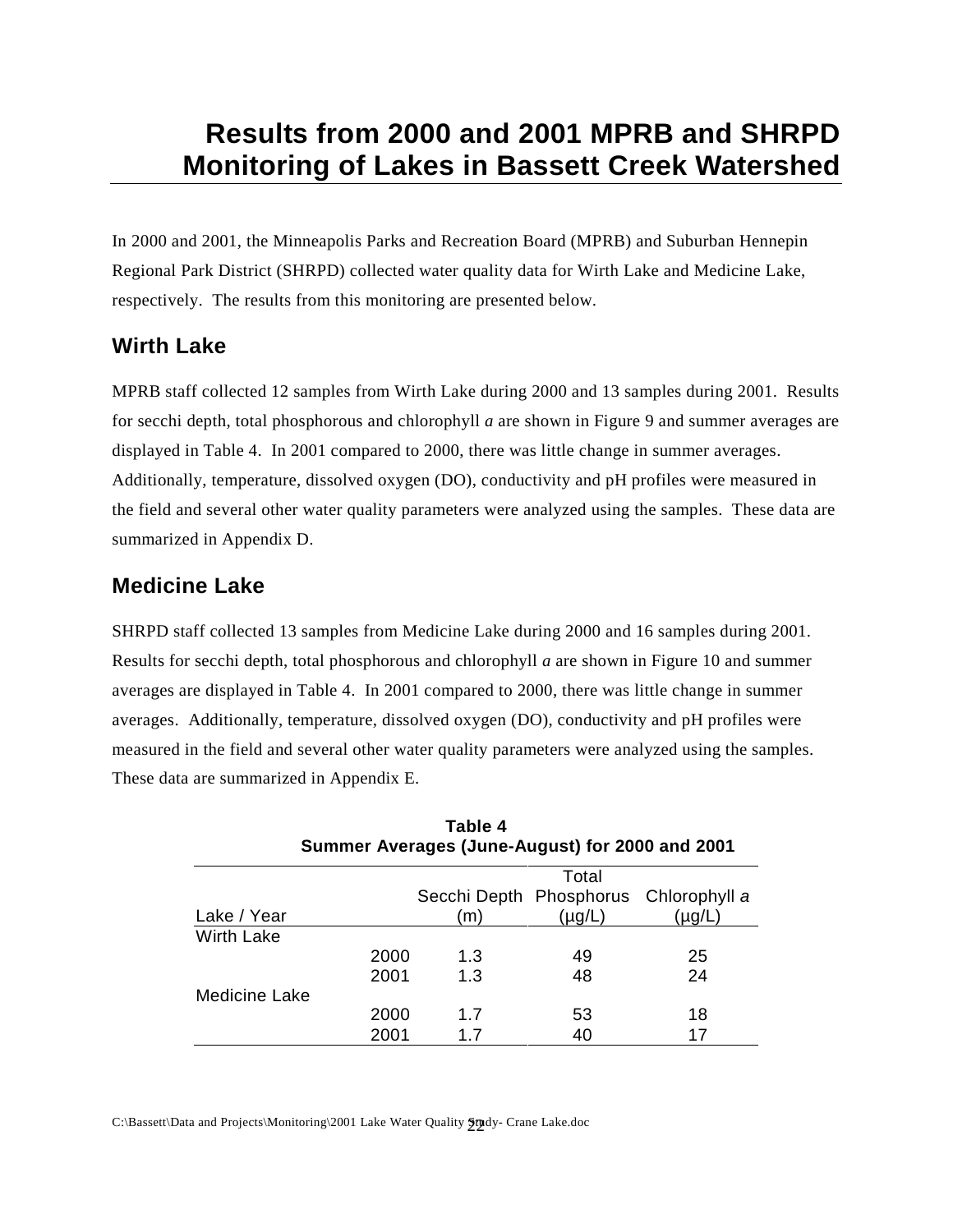# Results from 2000 and 2001 MPRB and SHRPD Monitoring of Lakes in Bassett Creek Watershed

In 2000 and 2001, the Minneapolis Parks and Recreation Board (MPRB) and Suburban Hennepin Regional Park District (SHRPD) collected water quality data for Wirth Lake and Medicine Lake, respectively. The results from this monitoring are presented below.

## Wirth Lake

MPRB staff collected 12 samples from Wirth Lake during 2000 and 13 samples during 2001. Results for secchi depth, total phosphorous and chlorophyll *a* are shown in Figure 9 and summer averages are displayed in Table 4. In 2001 compared to 2000, there was little change in summer averages. Additionally, temperature, dissolved oxygen (DO), conductivity and pH profiles were measured in the field and several other water quality parameters were analyzed using the samples. These data are summarized in Appendix D.

## Medicine Lake

SHRPD staff collected 13 samples from Medicine Lake during 2000 and 16 samples during 2001. Results for secchi depth, total phosphorous and chlorophyll *a* are shown in Figure 10 and summer averages are displayed in Table 4. In 2001 compared to 2000, there was little change in summer averages. Additionally, temperature, dissolved oxygen (DO), conductivity and pH profiles were measured in the field and several other water quality parameters were analyzed using the samples. These data are summarized in Appendix E.

**Table 4**
**Summer Averages (June-August) for 2000 and 2001**

| Lake / Year | | Secchi Depth (m) | Total Phosphorus (µg/L) | Chlorophyll *a* (µg/L) |
|---|---|---|---|---|
| Wirth Lake | | | | |
| | 2000 | 1.3 | 49 | 25 |
| | 2001 | 1.3 | 48 | 24 |
| Medicine Lake | | | | |
| | 2000 | 1.7 | 53 | 18 |
| | 2001 | 1.7 | 40 | 17 |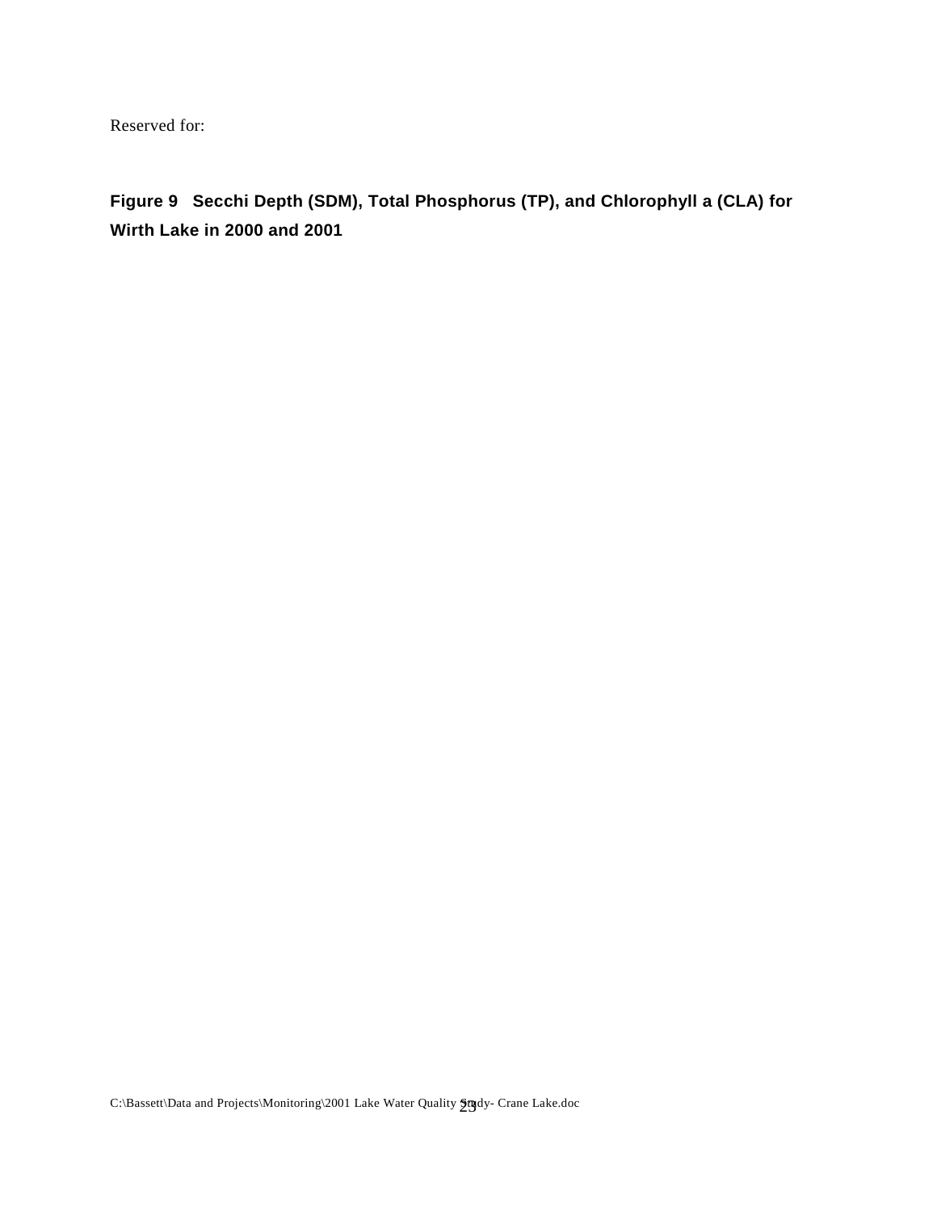Reserved for:

**Figure 9 Secchi Depth (SDM), Total Phosphorus (TP), and Chlorophyll a (CLA) for Wirth Lake in 2000 and 2001**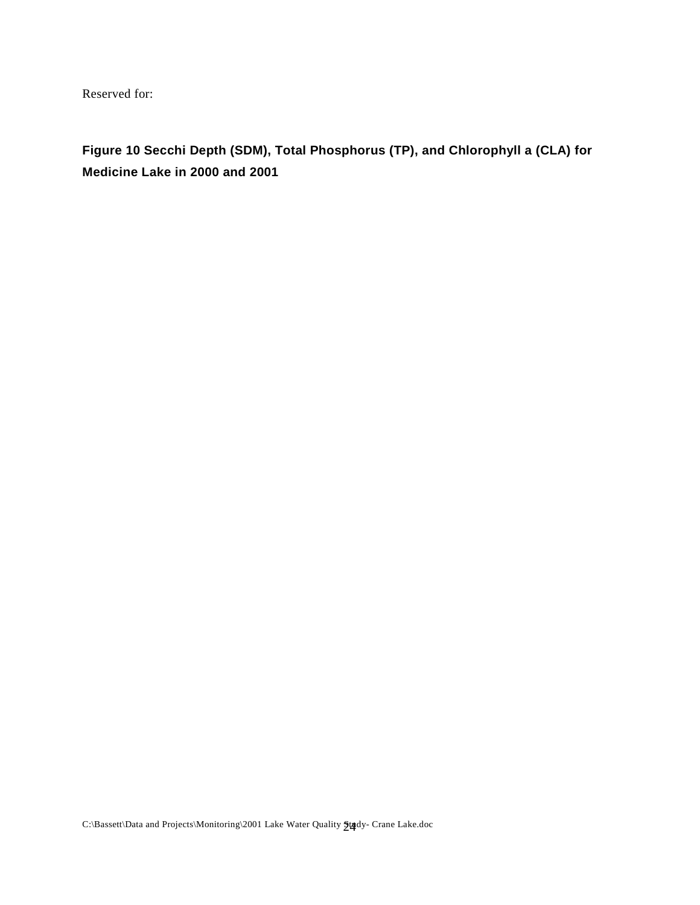Reserved for:

**Figure 10 Secchi Depth (SDM), Total Phosphorus (TP), and Chlorophyll a (CLA) for Medicine Lake in 2000 and 2001**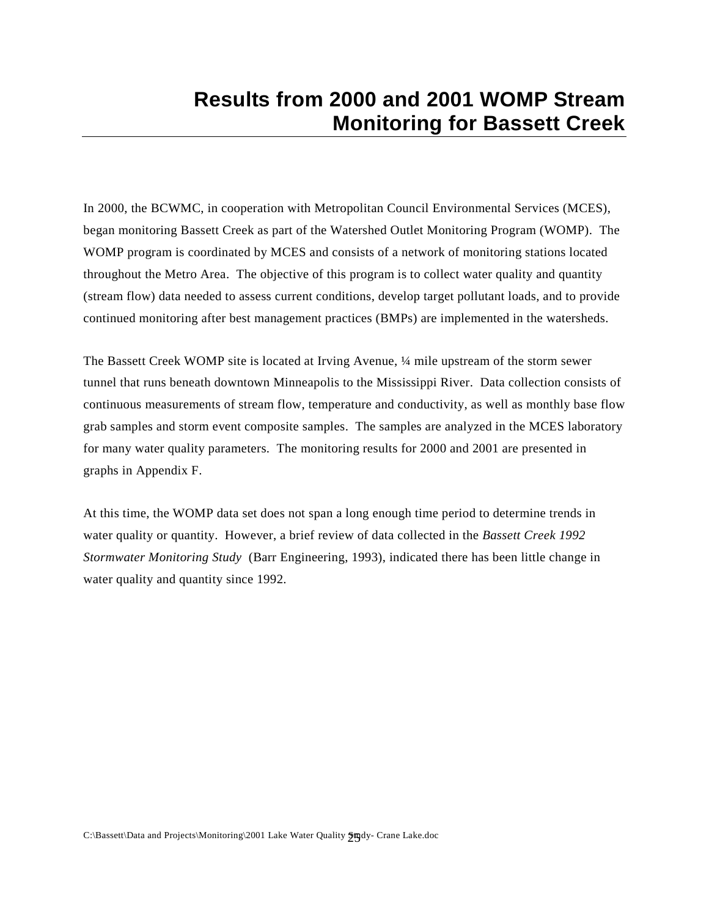# Results from 2000 and 2001 WOMP Stream Monitoring for Bassett Creek

In 2000, the BCWMC, in cooperation with Metropolitan Council Environmental Services (MCES), began monitoring Bassett Creek as part of the Watershed Outlet Monitoring Program (WOMP). The WOMP program is coordinated by MCES and consists of a network of monitoring stations located throughout the Metro Area. The objective of this program is to collect water quality and quantity (stream flow) data needed to assess current conditions, develop target pollutant loads, and to provide continued monitoring after best management practices (BMPs) are implemented in the watersheds.

The Bassett Creek WOMP site is located at Irving Avenue, ¼ mile upstream of the storm sewer tunnel that runs beneath downtown Minneapolis to the Mississippi River. Data collection consists of continuous measurements of stream flow, temperature and conductivity, as well as monthly base flow grab samples and storm event composite samples. The samples are analyzed in the MCES laboratory for many water quality parameters. The monitoring results for 2000 and 2001 are presented in graphs in Appendix F.

At this time, the WOMP data set does not span a long enough time period to determine trends in water quality or quantity. However, a brief review of data collected in the *Bassett Creek 1992 Stormwater Monitoring Study* (Barr Engineering, 1993), indicated there has been little change in water quality and quantity since 1992.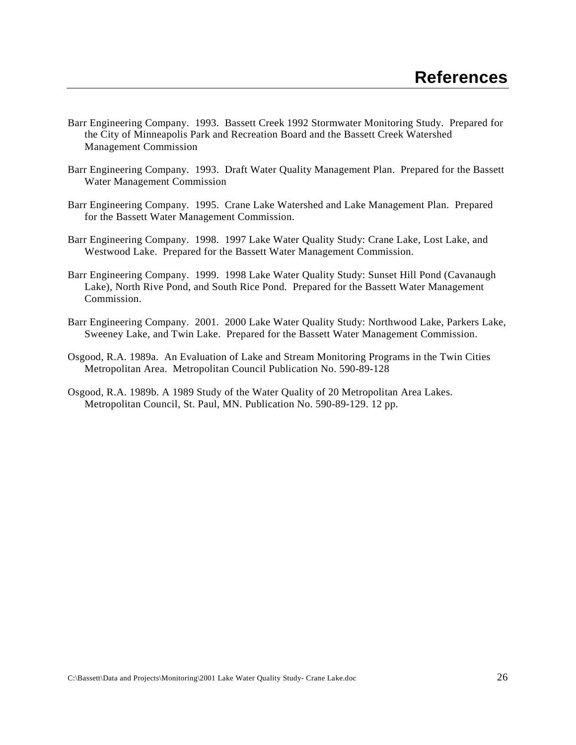# References

Barr Engineering Company. 1993. Bassett Creek 1992 Stormwater Monitoring Study. Prepared for the City of Minneapolis Park and Recreation Board and the Bassett Creek Watershed Management Commission

Barr Engineering Company. 1993. Draft Water Quality Management Plan. Prepared for the Bassett Water Management Commission

Barr Engineering Company. 1995. Crane Lake Watershed and Lake Management Plan. Prepared for the Bassett Water Management Commission.

Barr Engineering Company. 1998. 1997 Lake Water Quality Study: Crane Lake, Lost Lake, and Westwood Lake. Prepared for the Bassett Water Management Commission.

Barr Engineering Company. 1999. 1998 Lake Water Quality Study: Sunset Hill Pond (Cavanaugh Lake), North Rive Pond, and South Rice Pond. Prepared for the Bassett Water Management Commission.

Barr Engineering Company. 2001. 2000 Lake Water Quality Study: Northwood Lake, Parkers Lake, Sweeney Lake, and Twin Lake. Prepared for the Bassett Water Management Commission.

Osgood, R.A. 1989a. An Evaluation of Lake and Stream Monitoring Programs in the Twin Cities Metropolitan Area. Metropolitan Council Publication No. 590-89-128

Osgood, R.A. 1989b. A 1989 Study of the Water Quality of 20 Metropolitan Area Lakes. Metropolitan Council, St. Paul, MN. Publication No. 590-89-129. 12 pp.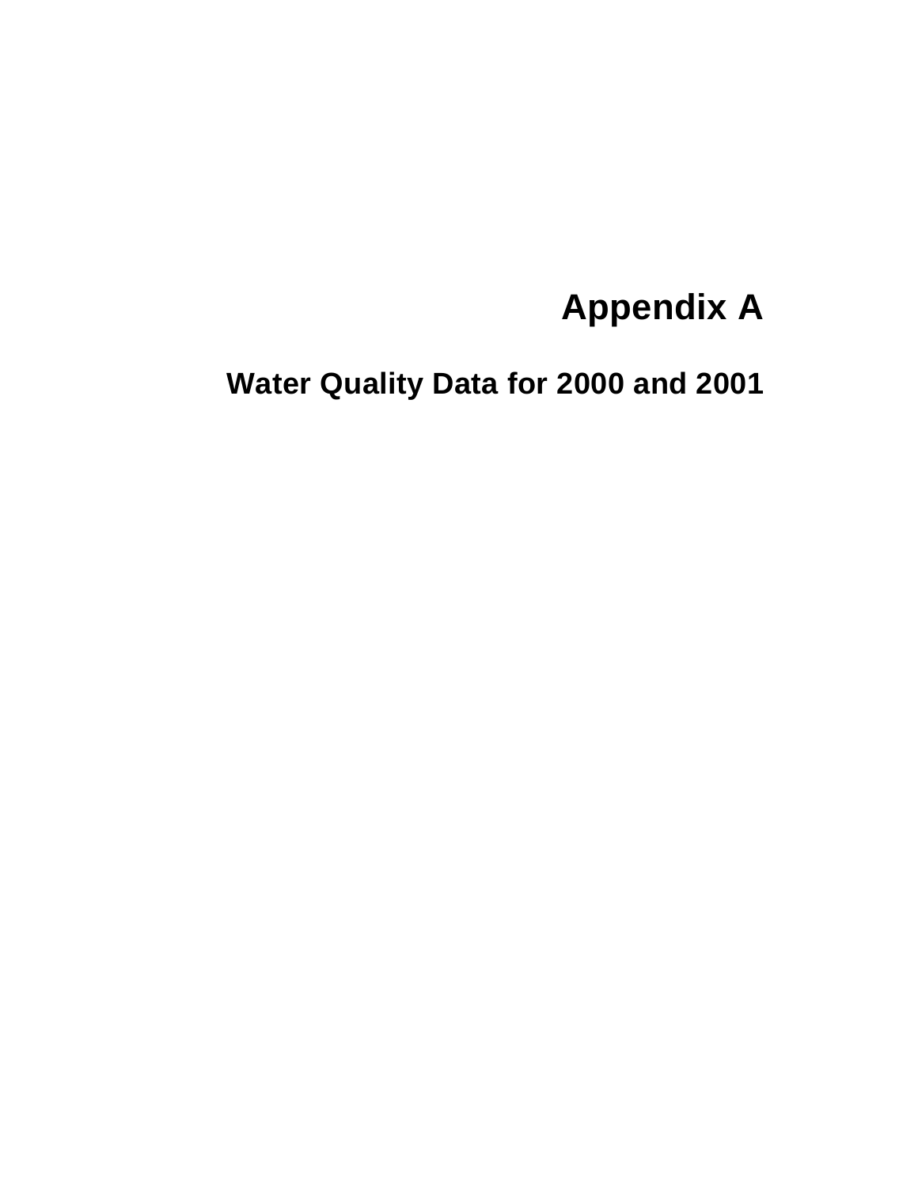# Appendix A

## Water Quality Data for 2000 and 2001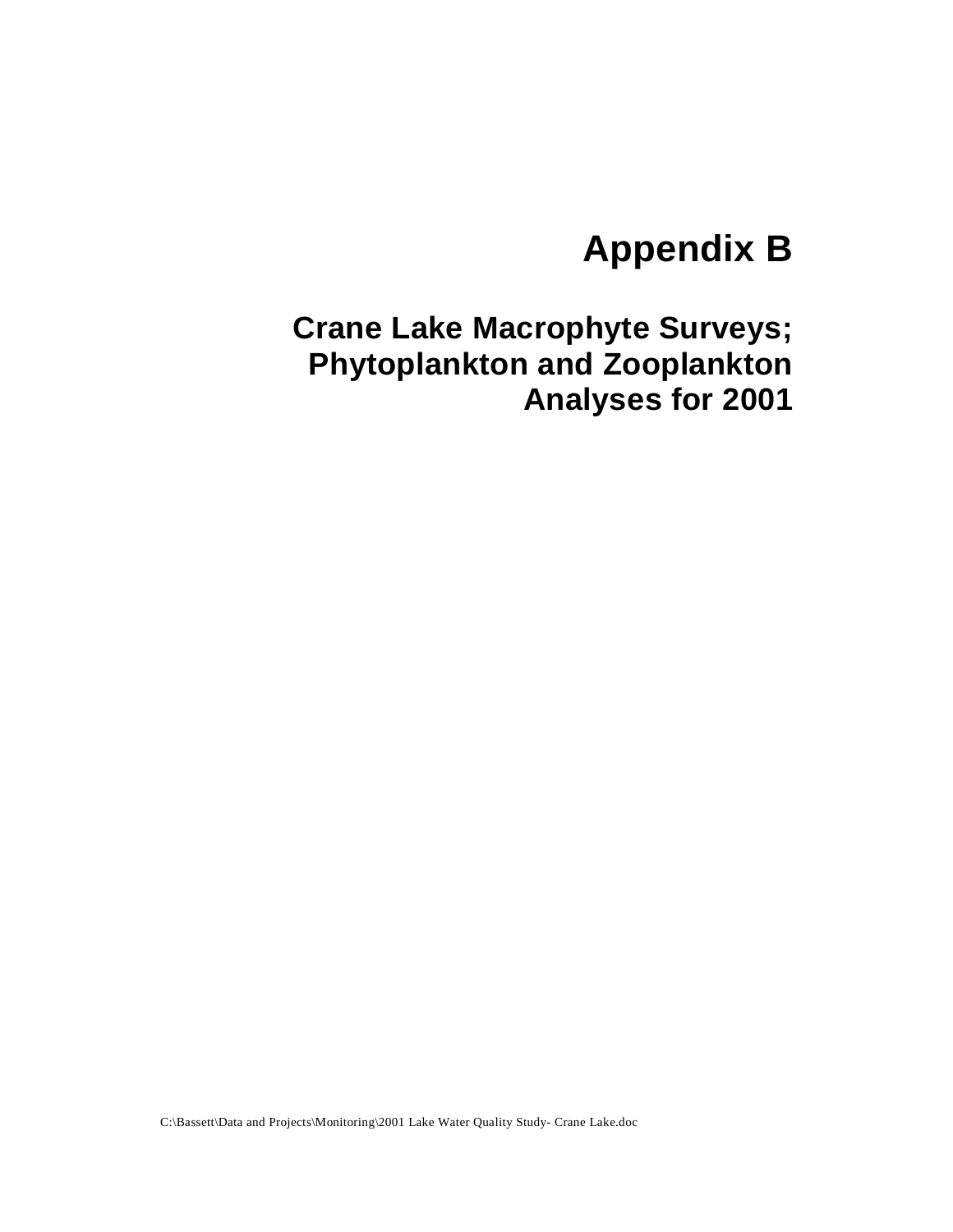# Appendix B

## Crane Lake Macrophyte Surveys; Phytoplankton and Zooplankton Analyses for 2001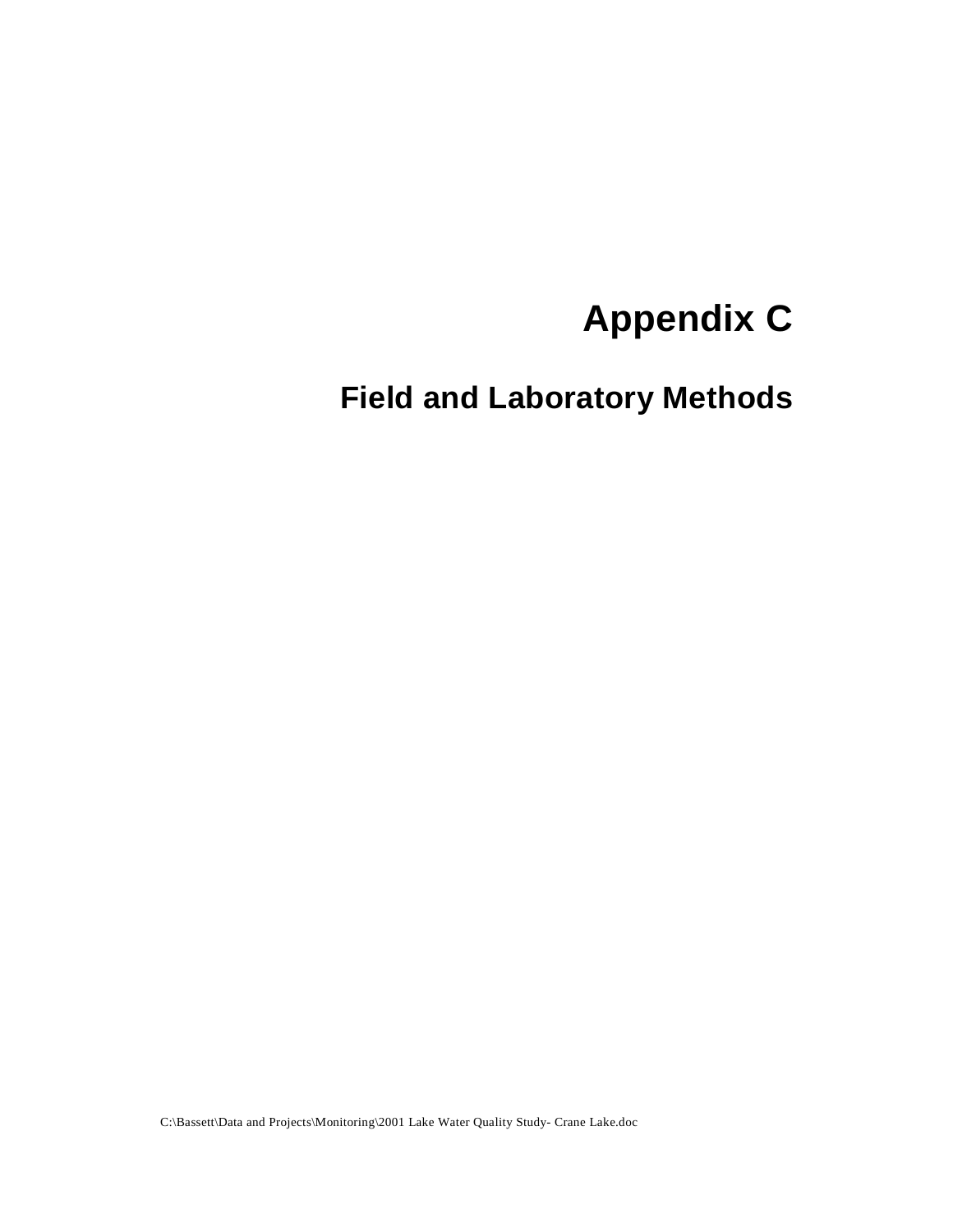# Appendix C

## Field and Laboratory Methods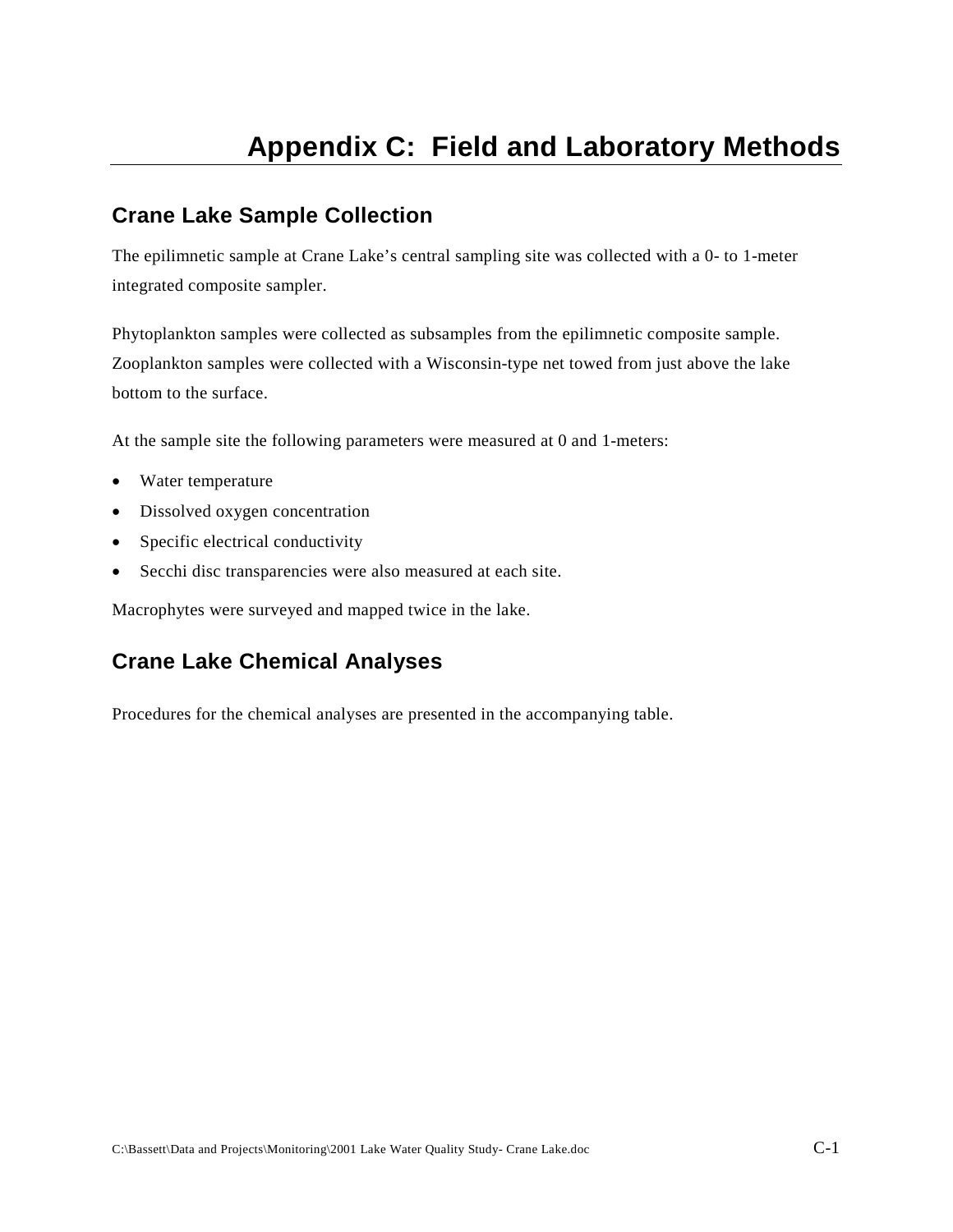# Appendix C: Field and Laboratory Methods

## Crane Lake Sample Collection

The epilimnetic sample at Crane Lake's central sampling site was collected with a 0- to 1-meter integrated composite sampler.

Phytoplankton samples were collected as subsamples from the epilimnetic composite sample. Zooplankton samples were collected with a Wisconsin-type net towed from just above the lake bottom to the surface.

At the sample site the following parameters were measured at 0 and 1-meters:

- Water temperature
- Dissolved oxygen concentration
- Specific electrical conductivity
- Secchi disc transparencies were also measured at each site.

Macrophytes were surveyed and mapped twice in the lake.

## Crane Lake Chemical Analyses

Procedures for the chemical analyses are presented in the accompanying table.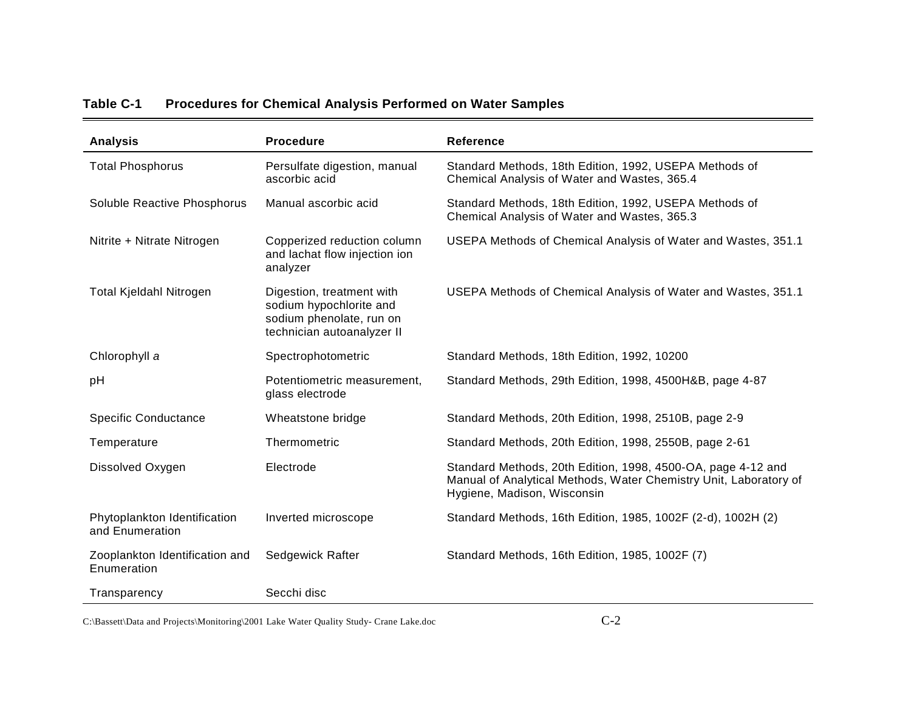**Table C-1 Procedures for Chemical Analysis Performed on Water Samples**

| Analysis | Procedure | Reference |
|---|---|---|
| Total Phosphorus | Persulfate digestion, manual ascorbic acid | Standard Methods, 18th Edition, 1992, USEPA Methods of Chemical Analysis of Water and Wastes, 365.4 |
| Soluble Reactive Phosphorus | Manual ascorbic acid | Standard Methods, 18th Edition, 1992, USEPA Methods of Chemical Analysis of Water and Wastes, 365.3 |
| Nitrite + Nitrate Nitrogen | Copperized reduction column and lachat flow injection ion analyzer | USEPA Methods of Chemical Analysis of Water and Wastes, 351.1 |
| Total Kjeldahl Nitrogen | Digestion, treatment with sodium hypochlorite and sodium phenolate, run on technician autoanalyzer II | USEPA Methods of Chemical Analysis of Water and Wastes, 351.1 |
| Chlorophyll *a* | Spectrophotometric | Standard Methods, 18th Edition, 1992, 10200 |
| pH | Potentiometric measurement, glass electrode | Standard Methods, 29th Edition, 1998, 4500H&B, page 4-87 |
| Specific Conductance | Wheatstone bridge | Standard Methods, 20th Edition, 1998, 2510B, page 2-9 |
| Temperature | Thermometric | Standard Methods, 20th Edition, 1998, 2550B, page 2-61 |
| Dissolved Oxygen | Electrode | Standard Methods, 20th Edition, 1998, 4500-OA, page 4-12 and Manual of Analytical Methods, Water Chemistry Unit, Laboratory of Hygiene, Madison, Wisconsin |
| Phytoplankton Identification and Enumeration | Inverted microscope | Standard Methods, 16th Edition, 1985, 1002F (2-d), 1002H (2) |
| Zooplankton Identification and Enumeration | Sedgewick Rafter | Standard Methods, 16th Edition, 1985, 1002F (7) |
| Transparency | Secchi disc | |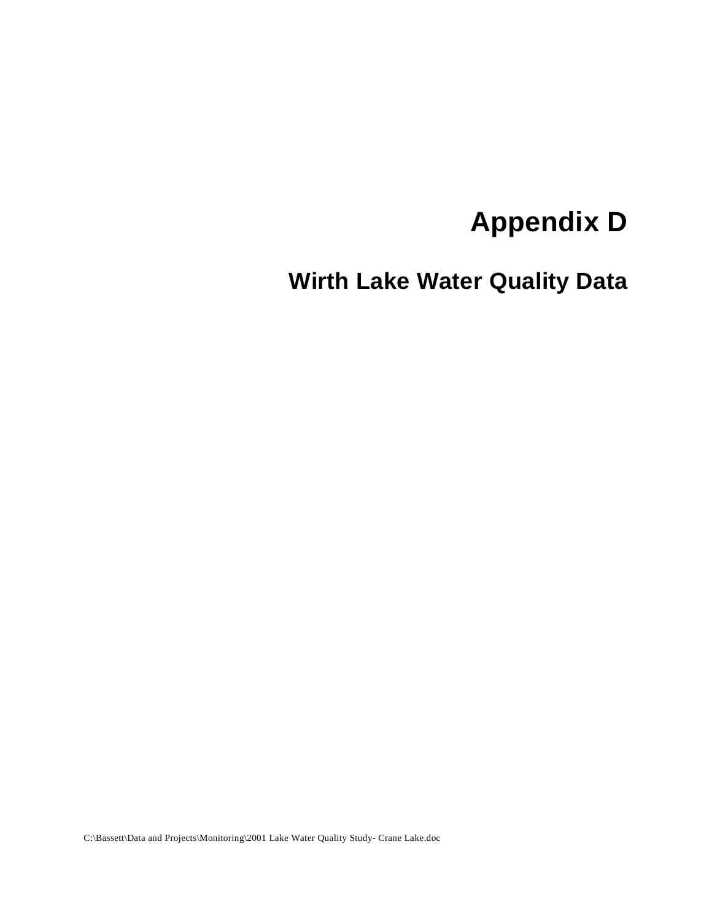# Appendix D

## Wirth Lake Water Quality Data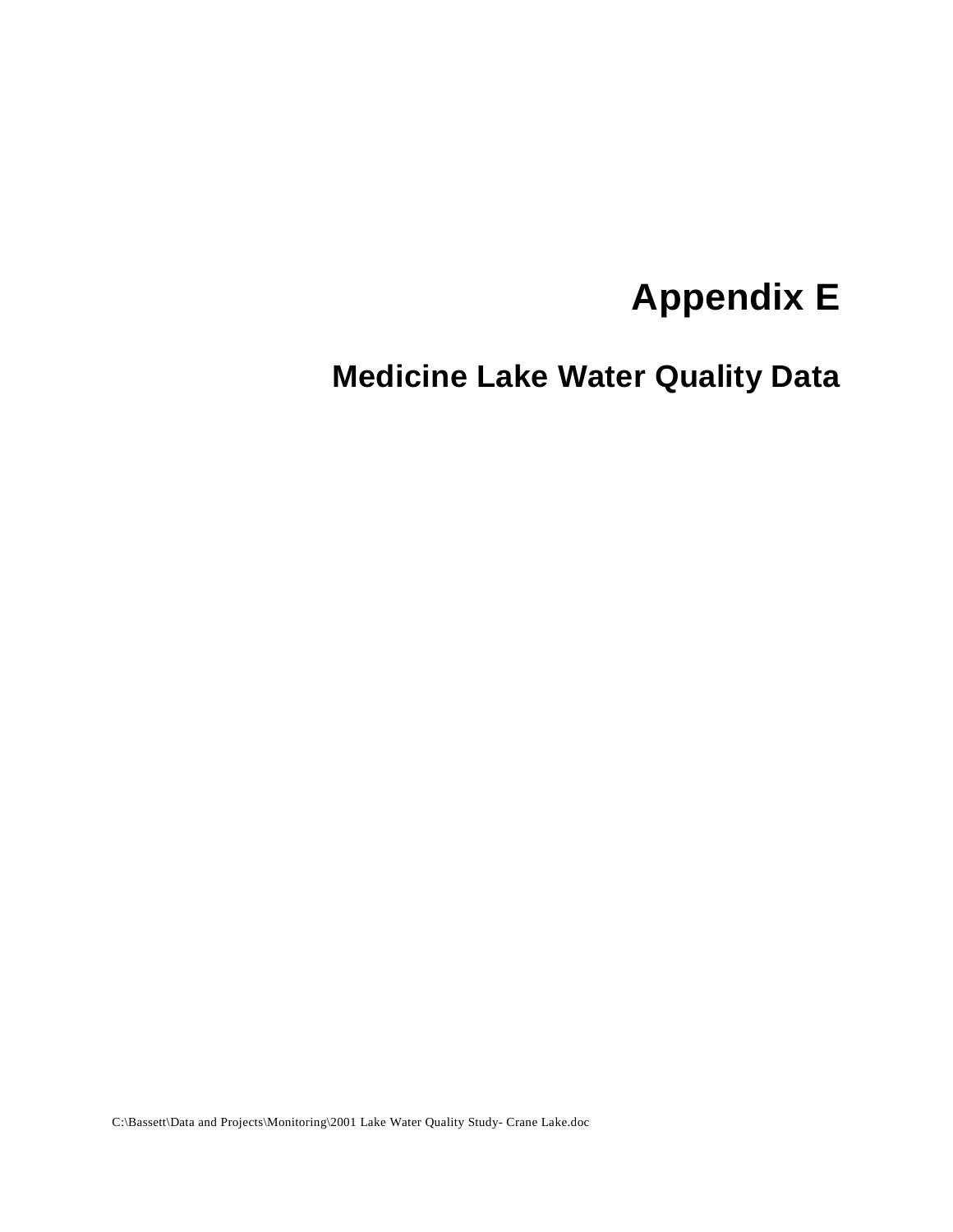# Appendix E

## Medicine Lake Water Quality Data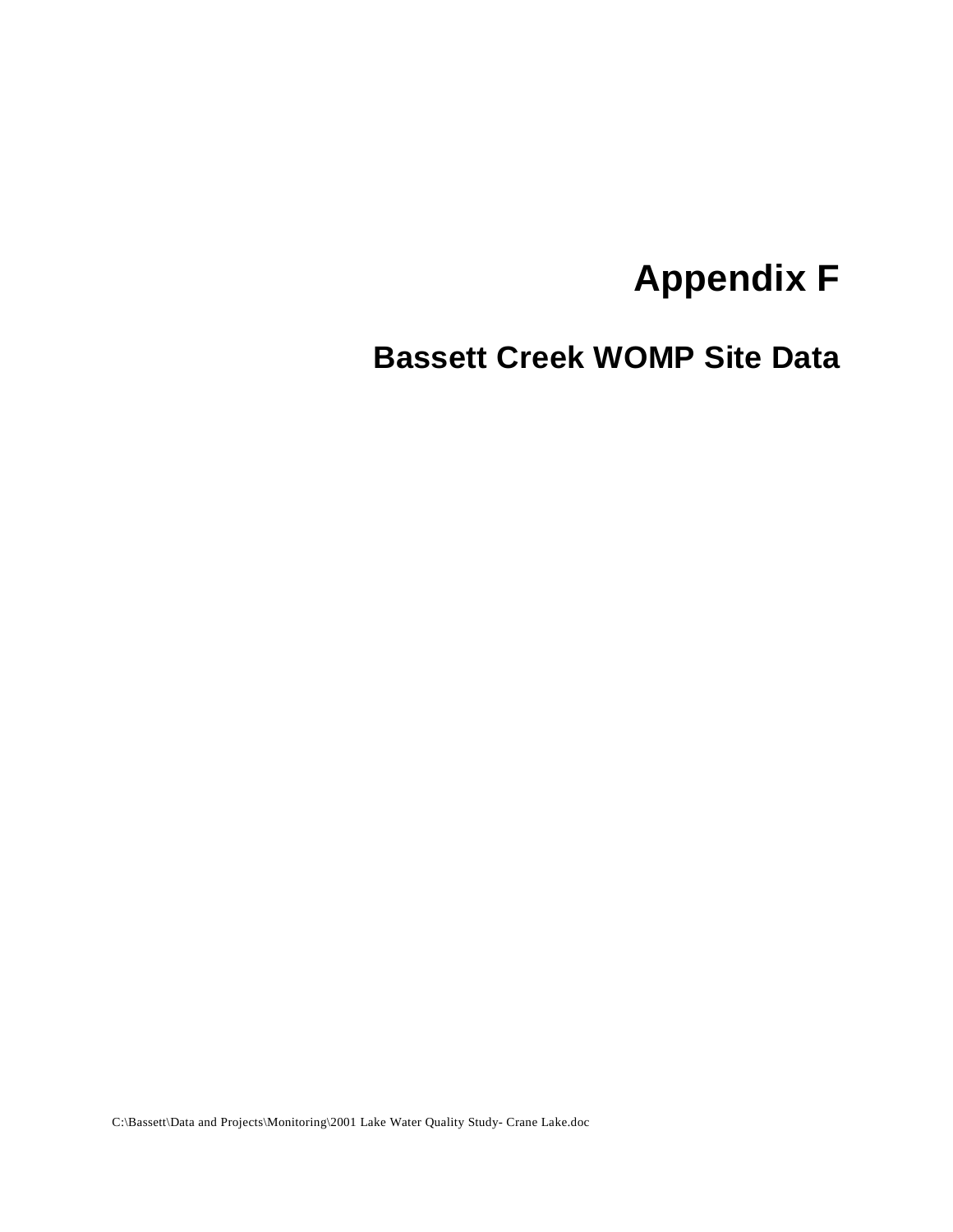# Appendix F

## Bassett Creek WOMP Site Data